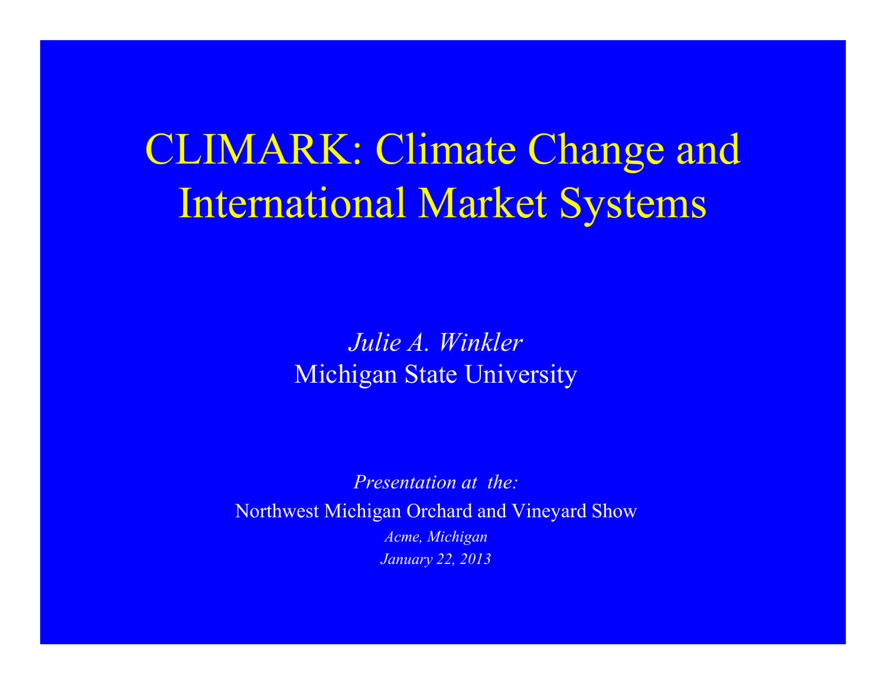# CLIMARK: Climate Change and International Market Systems

*Julie A. Winkler*
Michigan State University

*Presentation at the:*
Northwest Michigan Orchard and Vineyard Show
*Acme, Michigan*
*January 22, 2013*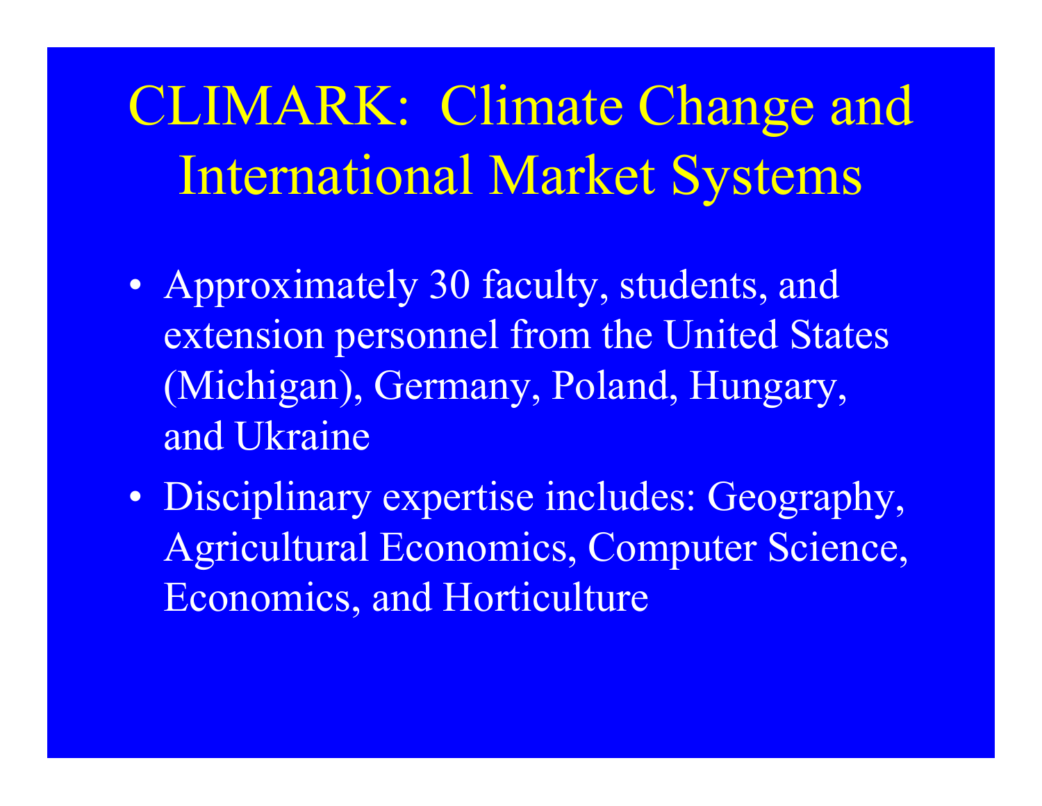# CLIMARK: Climate Change and International Market Systems

- Approximately 30 faculty, students, and extension personnel from the United States (Michigan), Germany, Poland, Hungary, and Ukraine
- Disciplinary expertise includes: Geography, Agricultural Economics, Computer Science, Economics, and Horticulture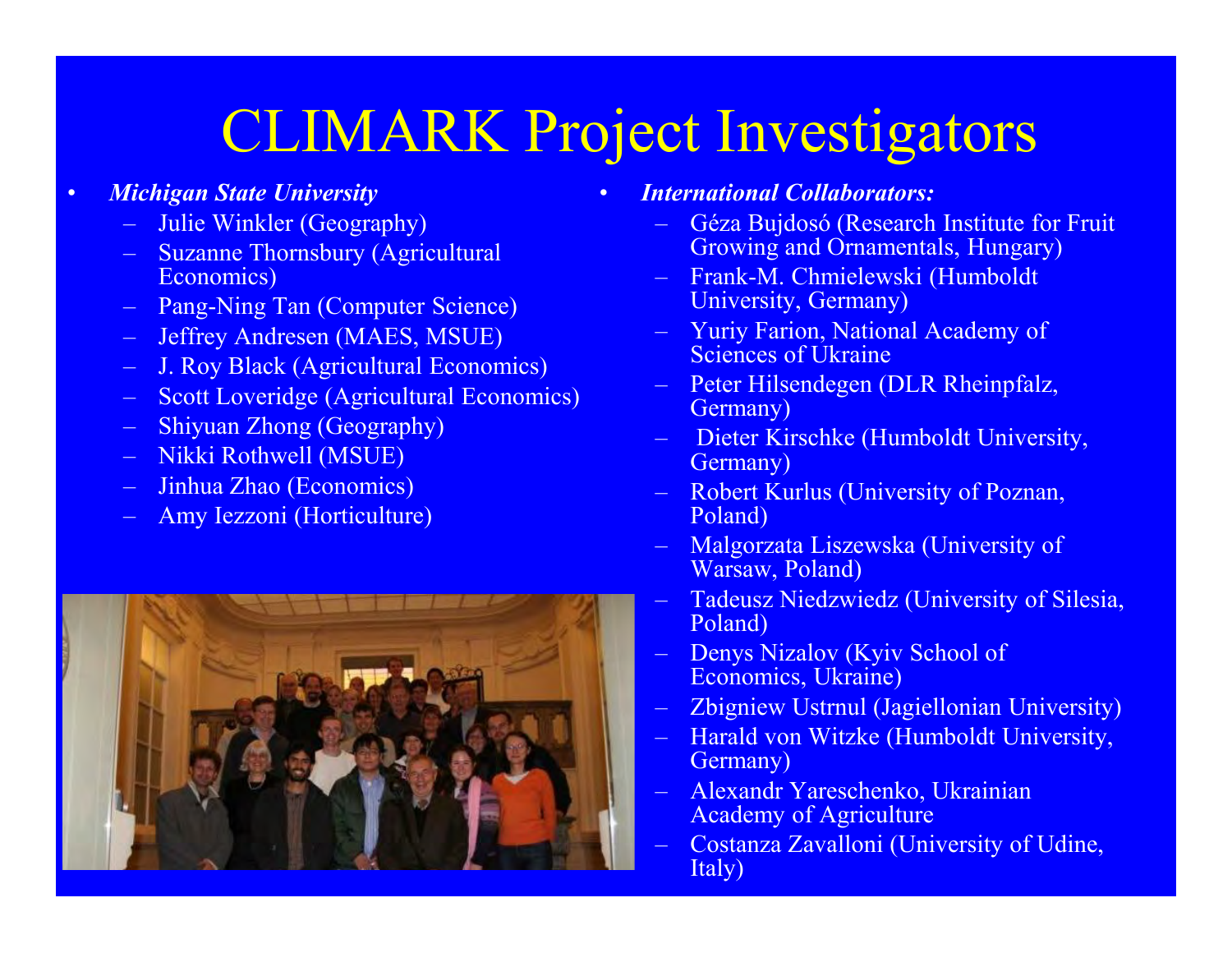# CLIMARK Project Investigators

- ***Michigan State University***
  - Julie Winkler (Geography)
  - Suzanne Thornsbury (Agricultural Economics)
  - Pang-Ning Tan (Computer Science)
  - Jeffrey Andresen (MAES, MSUE)
  - J. Roy Black (Agricultural Economics)
  - Scott Loveridge (Agricultural Economics)
  - Shiyuan Zhong (Geography)
  - Nikki Rothwell (MSUE)
  - Jinhua Zhao (Economics)
  - Amy Iezzoni (Horticulture)

- ***International Collaborators:***
  - Géza Bujdosó (Research Institute for Fruit Growing and Ornamentals, Hungary)
  - Frank-M. Chmielewski (Humboldt University, Germany)
  - Yuriy Farion, National Academy of Sciences of Ukraine
  - Peter Hilsendegen (DLR Rheinpfalz, Germany)
  - Dieter Kirschke (Humboldt University, Germany)
  - Robert Kurlus (University of Poznan, Poland)
  - Malgorzata Liszewska (University of Warsaw, Poland)
  - Tadeusz Niedzwiedz (University of Silesia, Poland)
  - Denys Nizalov (Kyiv School of Economics, Ukraine)
  - Zbigniew Ustrnul (Jagiellonian University)
  - Harald von Witzke (Humboldt University, Germany)
  - Alexandr Yareschenko, Ukrainian Academy of Agriculture
  - Costanza Zavalloni (University of Udine, Italy)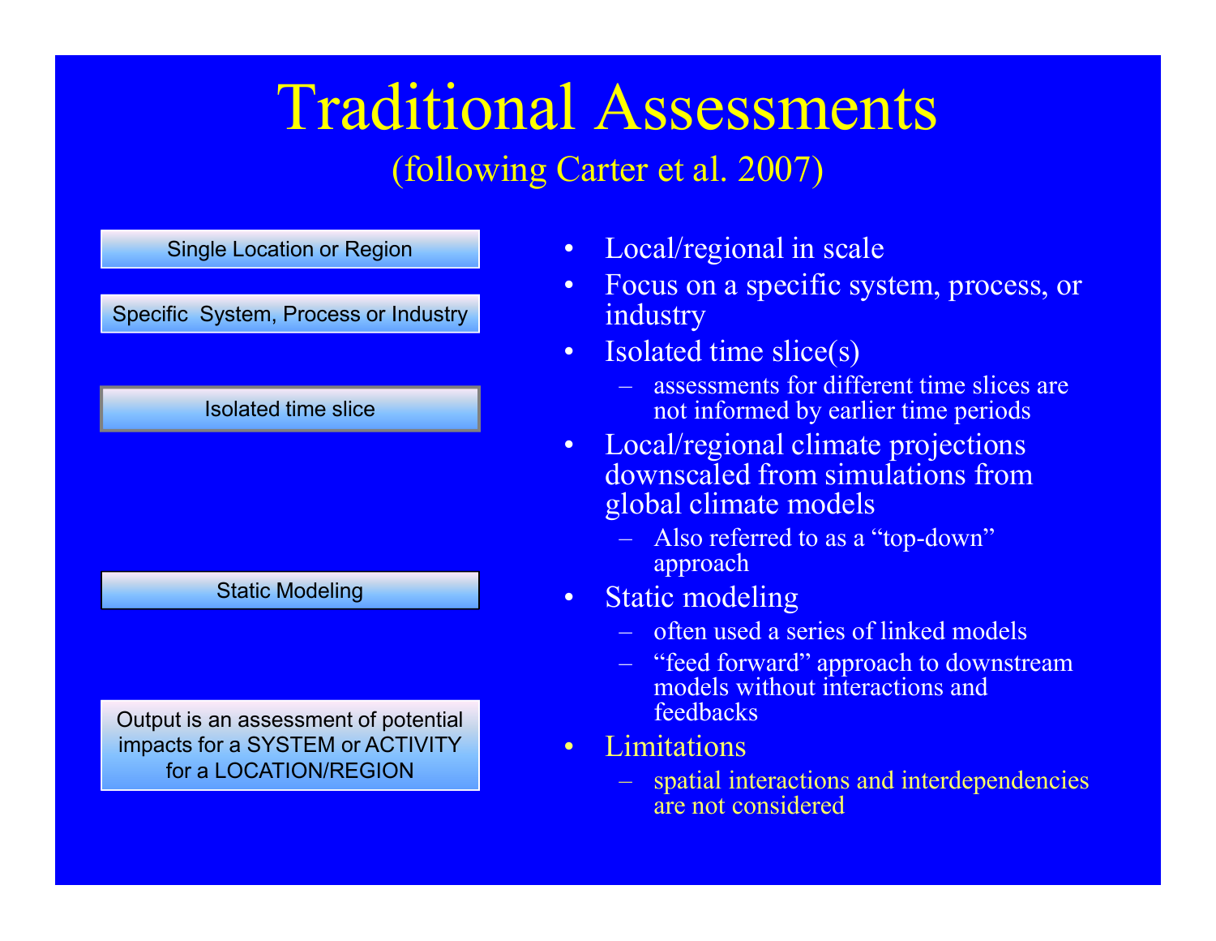# Traditional Assessments

(following Carter et al. 2007)

Single Location or Region

Specific System, Process or Industry

Isolated time slice

Static Modeling

Output is an assessment of potential impacts for a SYSTEM or ACTIVITY for a LOCATION/REGION

- Local/regional in scale
- Focus on a specific system, process, or industry
- Isolated time slice(s)
  - assessments for different time slices are not informed by earlier time periods
- Local/regional climate projections downscaled from simulations from global climate models
  - Also referred to as a "top-down" approach
- Static modeling
  - often used a series of linked models
  - "feed forward" approach to downstream models without interactions and feedbacks
- Limitations
  - spatial interactions and interdependencies are not considered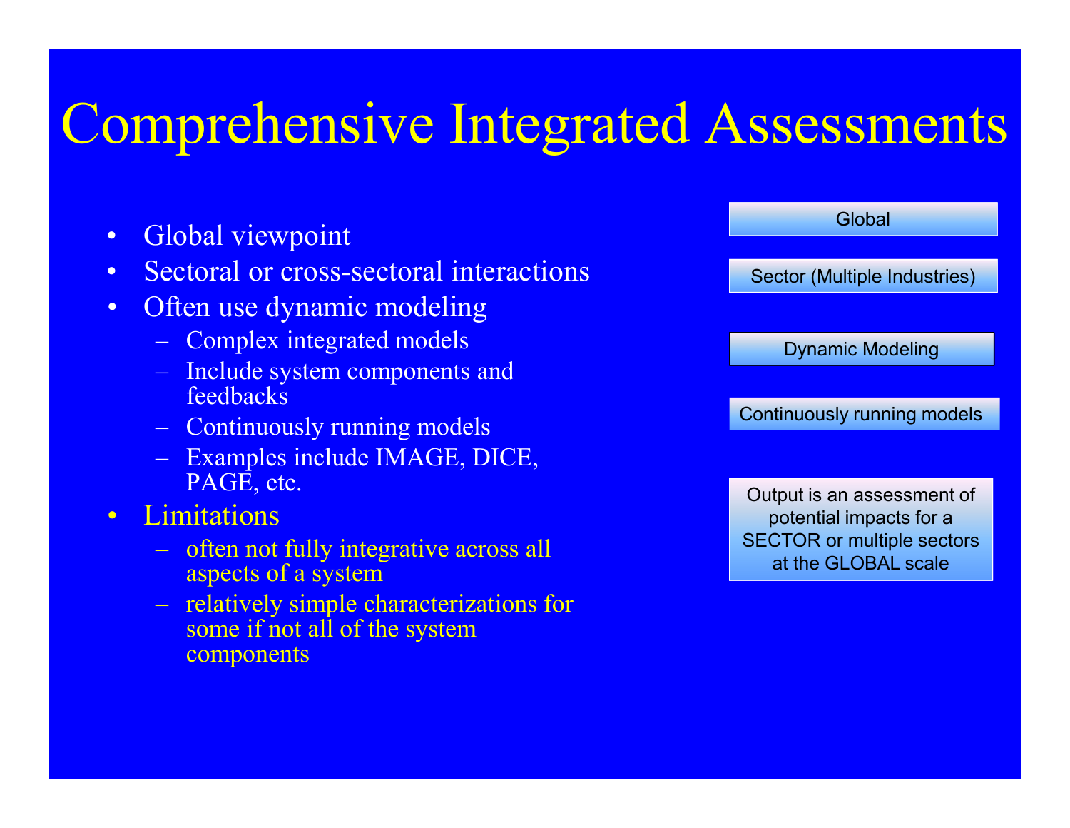# Comprehensive Integrated Assessments

- Global viewpoint
- Sectoral or cross-sectoral interactions
- Often use dynamic modeling
  - Complex integrated models
  - Include system components and feedbacks
  - Continuously running models
  - Examples include IMAGE, DICE, PAGE, etc.
- Limitations
  - often not fully integrative across all aspects of a system
  - relatively simple characterizations for some if not all of the system components

Global

Sector (Multiple Industries)

Dynamic Modeling

Continuously running models

Output is an assessment of potential impacts for a SECTOR or multiple sectors at the GLOBAL scale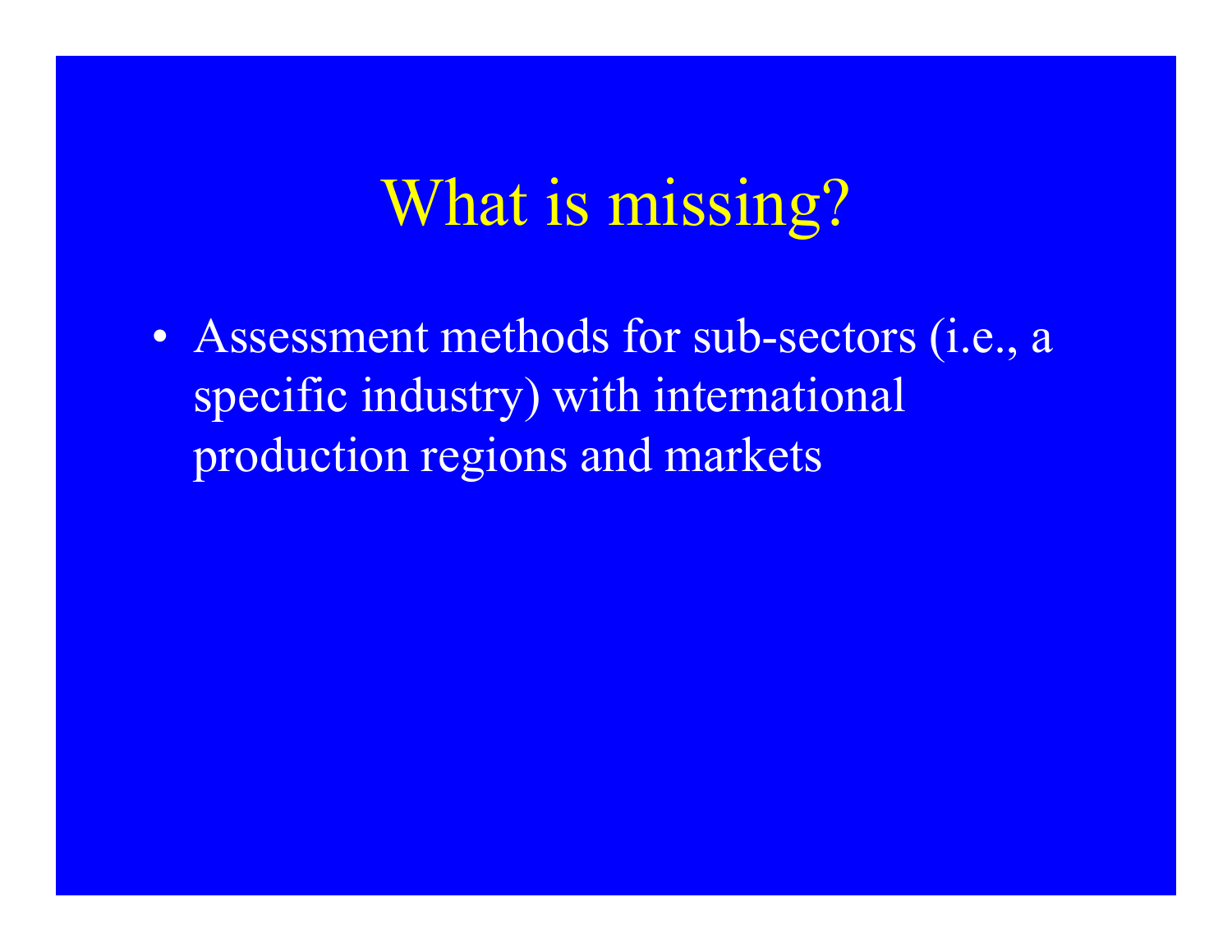# What is missing?

- Assessment methods for sub-sectors (i.e., a specific industry) with international production regions and markets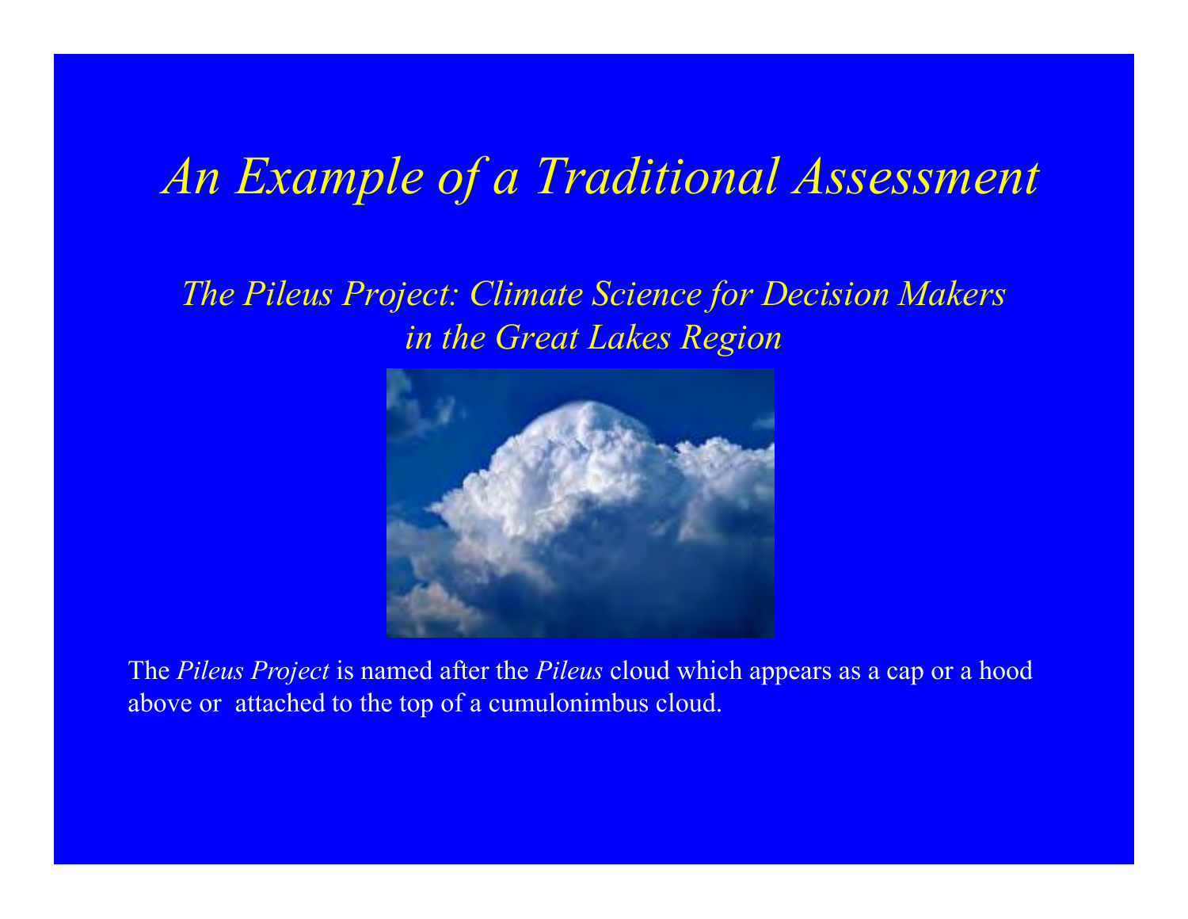# *An Example of a Traditional Assessment*

## *The Pileus Project: Climate Science for Decision Makers in the Great Lakes Region*

The *Pileus Project* is named after the *Pileus* cloud which appears as a cap or a hood above or attached to the top of a cumulonimbus cloud.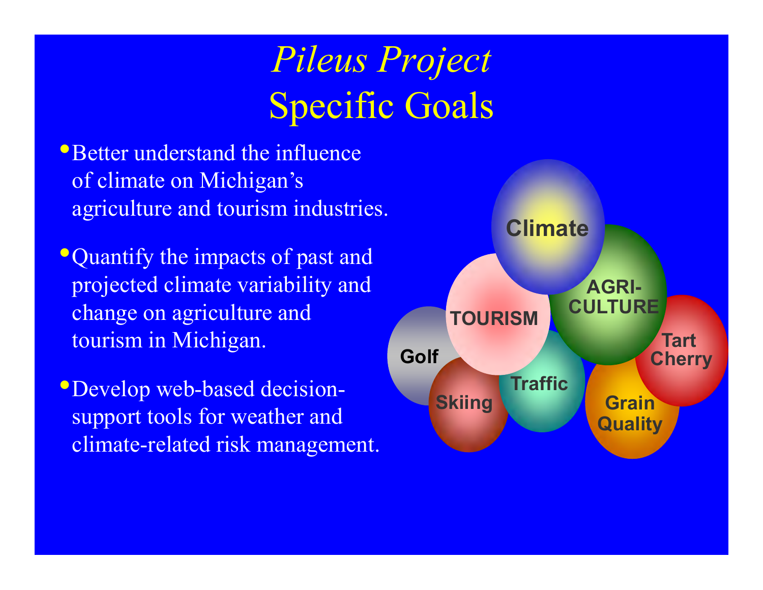# *Pileus Project*
# Specific Goals

- Better understand the influence of climate on Michigan's agriculture and tourism industries.
- Quantify the impacts of past and projected climate variability and change on agriculture and tourism in Michigan.
- Develop web-based decision-support tools for weather and climate-related risk management.

Climate

TOURISM

AGRI-CULTURE

Golf

Skiing

Traffic

Grain Quality

Tart Cherry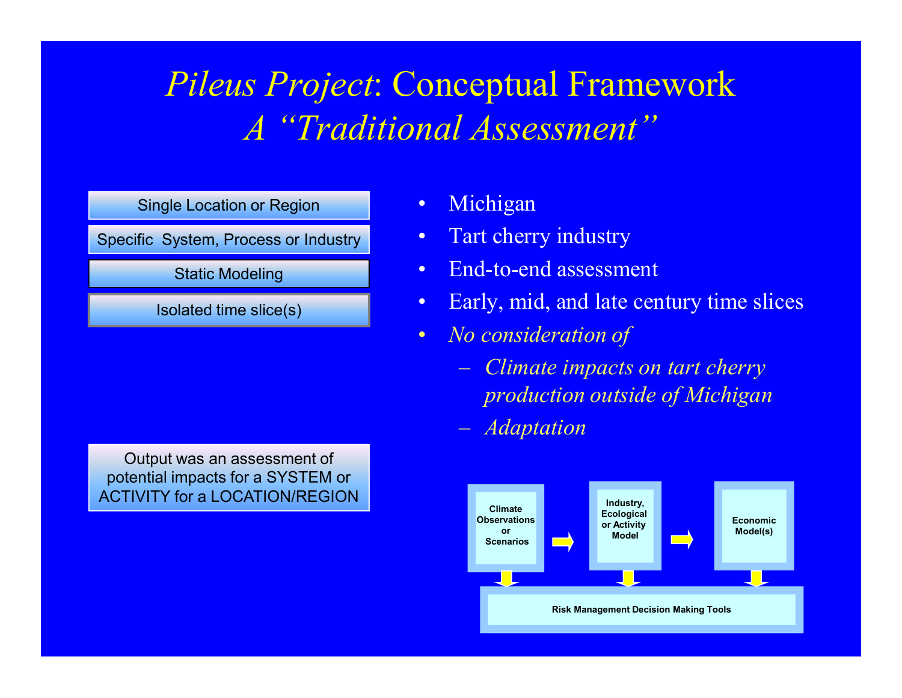# *Pileus Project*: Conceptual Framework
## *A "Traditional Assessment"*

Single Location or Region

Specific System, Process or Industry

Static Modeling

Isolated time slice(s)

Output was an assessment of potential impacts for a SYSTEM or ACTIVITY for a LOCATION/REGION

- Michigan
- Tart cherry industry
- End-to-end assessment
- Early, mid, and late century time slices
- *No consideration of*
  - *Climate impacts on tart cherry production outside of Michigan*
  - *Adaptation*

Climate Observations or Scenarios → Industry, Ecological or Activity Model → Economic Model(s)

↓ Risk Management Decision Making Tools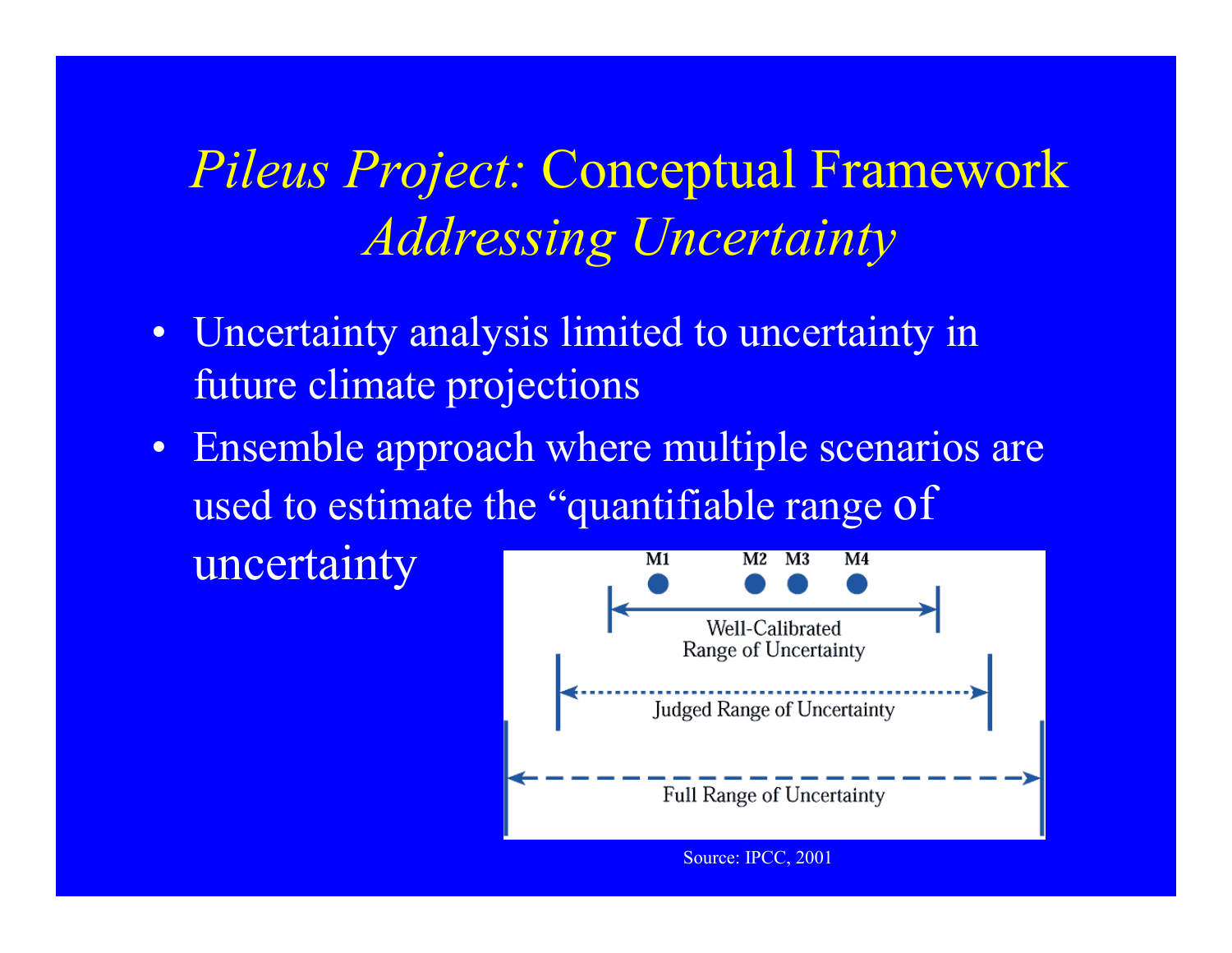# *Pileus Project:* Conceptual Framework *Addressing Uncertainty*

- Uncertainty analysis limited to uncertainty in future climate projections
- Ensemble approach where multiple scenarios are used to estimate the "quantifiable range of uncertainty

M1 M2 M3 M4

Well-Calibrated Range of Uncertainty

Judged Range of Uncertainty

Full Range of Uncertainty

Source: IPCC, 2001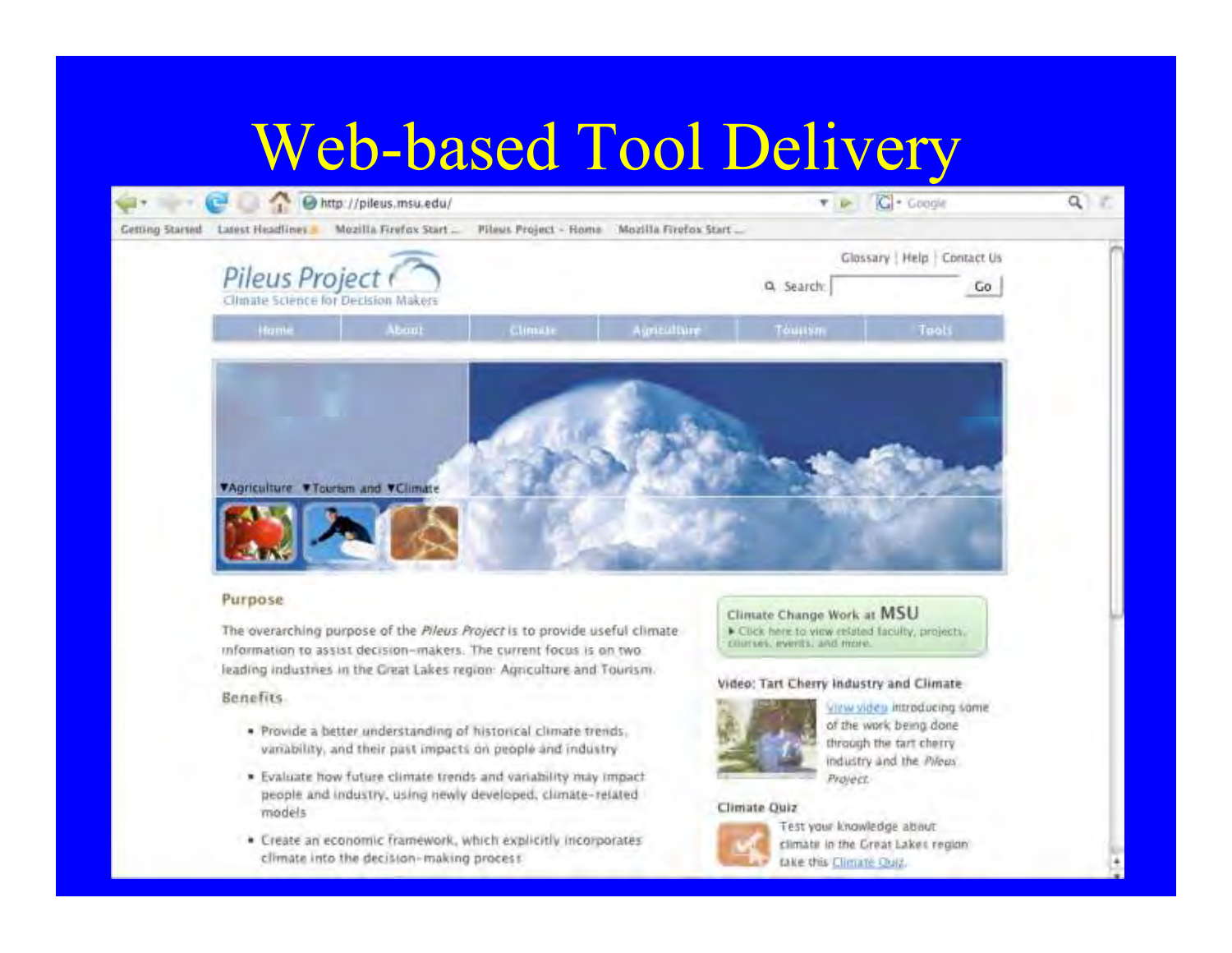# Web-based Tool Delivery

http://pileus.msu.edu/

Getting Started | Latest Headlines | Mozilla Firefox Start ... | Pileus Project - Home | Mozilla Firefox Start ...

Glossary | Help | Contact Us

**Pileus Project**
Climate Science for Decision Makers

Search: Go

Home | About | Climate | Agriculture | Tourism | Tools

▼Agriculture ▼Tourism and ▼Climate

## Purpose

The overarching purpose of the *Pileus Project* is to provide useful climate information to assist decision-makers. The current focus is on two leading industries in the Great Lakes region: Agriculture and Tourism.

## Benefits

- Provide a better understanding of historical climate trends, variability, and their past impacts on people and industry
- Evaluate how future climate trends and variability may impact people and industry, using newly developed, climate-related models
- Create an economic framework, which explicitly incorporates climate into the decision-making process

**Climate Change Work at MSU**
▸ Click here to view related faculty, projects, courses, events, and more.

**Video: Tart Cherry Industry and Climate**

View video introducing some of the work being done through the tart cherry industry and the *Pileus Project*.

**Climate Quiz**

Test your knowledge about climate in the Great Lakes region take this Climate Quiz.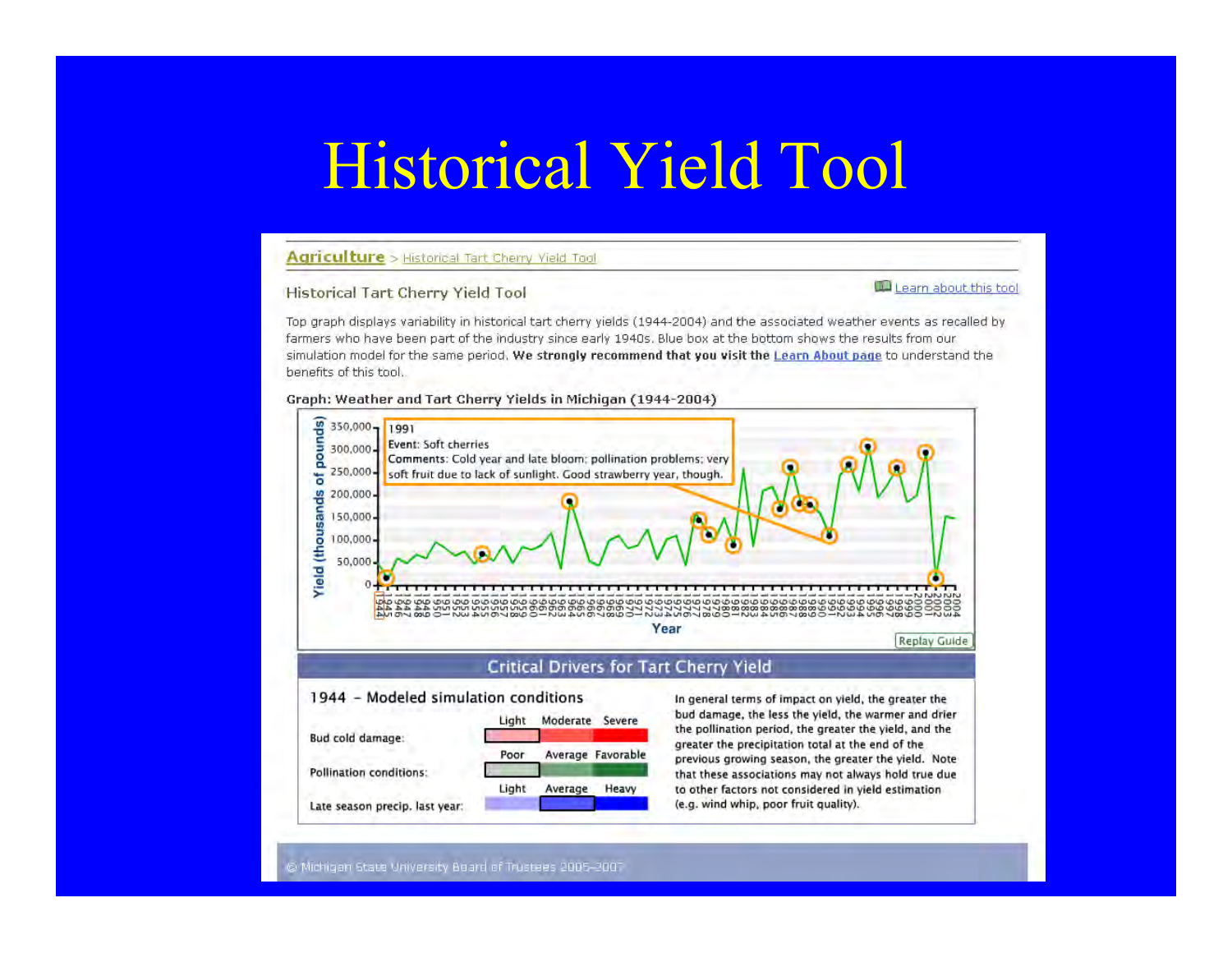# Historical Yield Tool

Agriculture > Historical Tart Cherry Yield Tool

Historical Tart Cherry Yield Tool

Learn about this tool

Top graph displays variability in historical tart cherry yields (1944-2004) and the associated weather events as recalled by farmers who have been part of the industry since early 1940s. Blue box at the bottom shows the results from our simulation model for the same period. **We strongly recommend that you visit the Learn About page** to understand the benefits of this tool.

**Graph: Weather and Tart Cherry Yields in Michigan (1944-2004)**

1991
Event: Soft cherries
Comments: Cold year and late bloom; pollination problems; very soft fruit due to lack of sunlight. Good strawberry year, though.

Replay Guide

## Critical Drivers for Tart Cherry Yield

1944 - Modeled simulation conditions

| | | | |
|---|---|---|---|
| | Light | Moderate | Severe |
| Bud cold damage: | | | |
| | Poor | Average | Favorable |
| Pollination conditions: | | | |
| | Light | Average | Heavy |
| Late season precip. last year: | | | |

In general terms of impact on yield, the greater the bud damage, the less the yield, the warmer and drier the pollination period, the greater the yield, and the greater the precipitation total at the end of the previous growing season, the greater the yield. Note that these associations may not always hold true due to other factors not considered in yield estimation (e.g. wind whip, poor fruit quality).

© Michigan State University Board of Trustees 2005-2007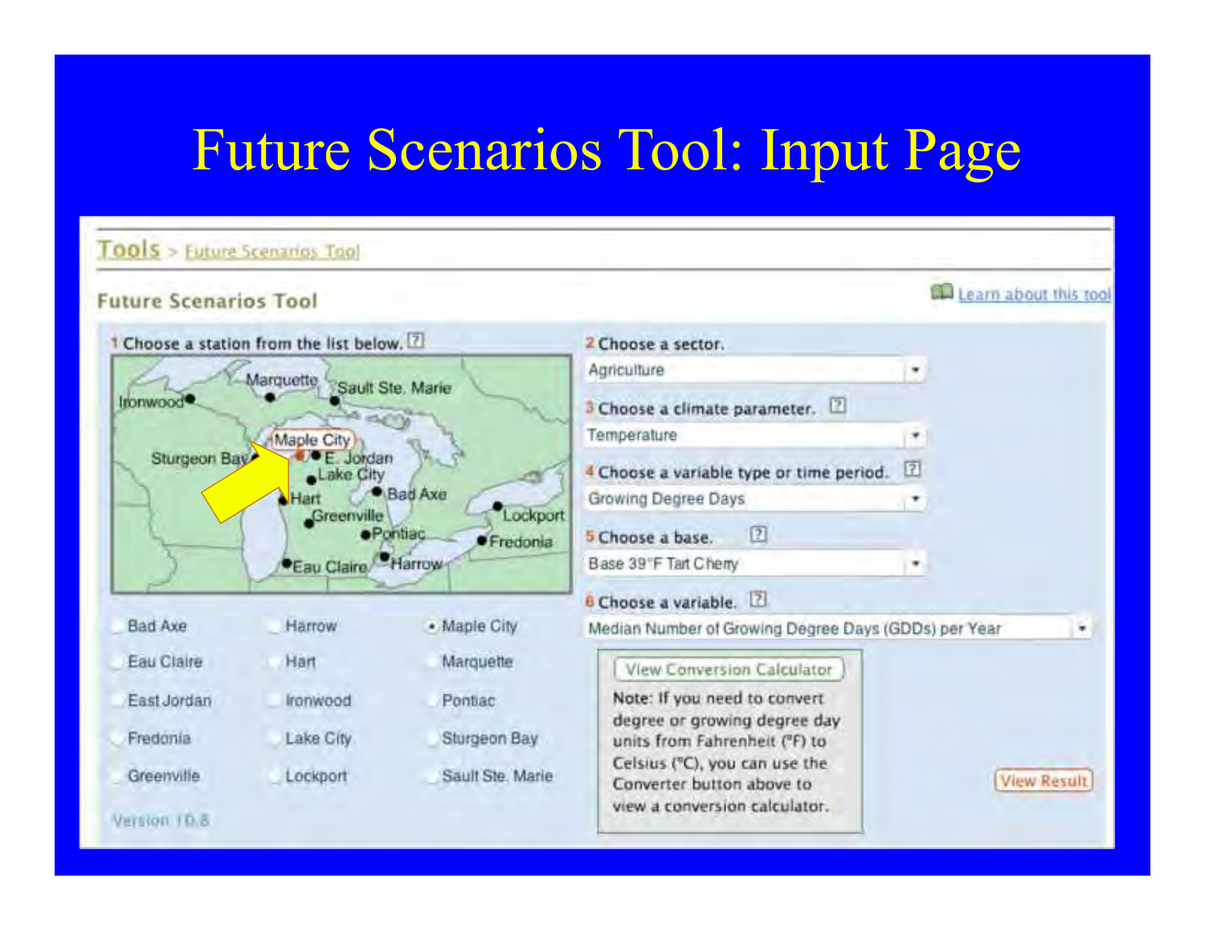# Future Scenarios Tool: Input Page

Tools > Future Scenarios Tool

**Future Scenarios Tool**

Learn about this tool

1 Choose a station from the list below.

| | | |
|---|---|---|
| Bad Axe | Harrow | • Maple City |
| Eau Claire | Hart | Marquette |
| East Jordan | Ironwood | Pontiac |
| Fredonia | Lake City | Sturgeon Bay |
| Greenville | Lockport | Sault Ste. Marie |

Version 1.0.8

2 Choose a sector.
Agriculture

3 Choose a climate parameter.
Temperature

4 Choose a variable type or time period.
Growing Degree Days

5 Choose a base.
Base 39°F Tart Cherry

6 Choose a variable.
Median Number of Growing Degree Days (GDDs) per Year

View Conversion Calculator

Note: If you need to convert degree or growing degree day units from Fahrenheit (°F) to Celsius (°C), you can use the Converter button above to view a conversion calculator.

View Result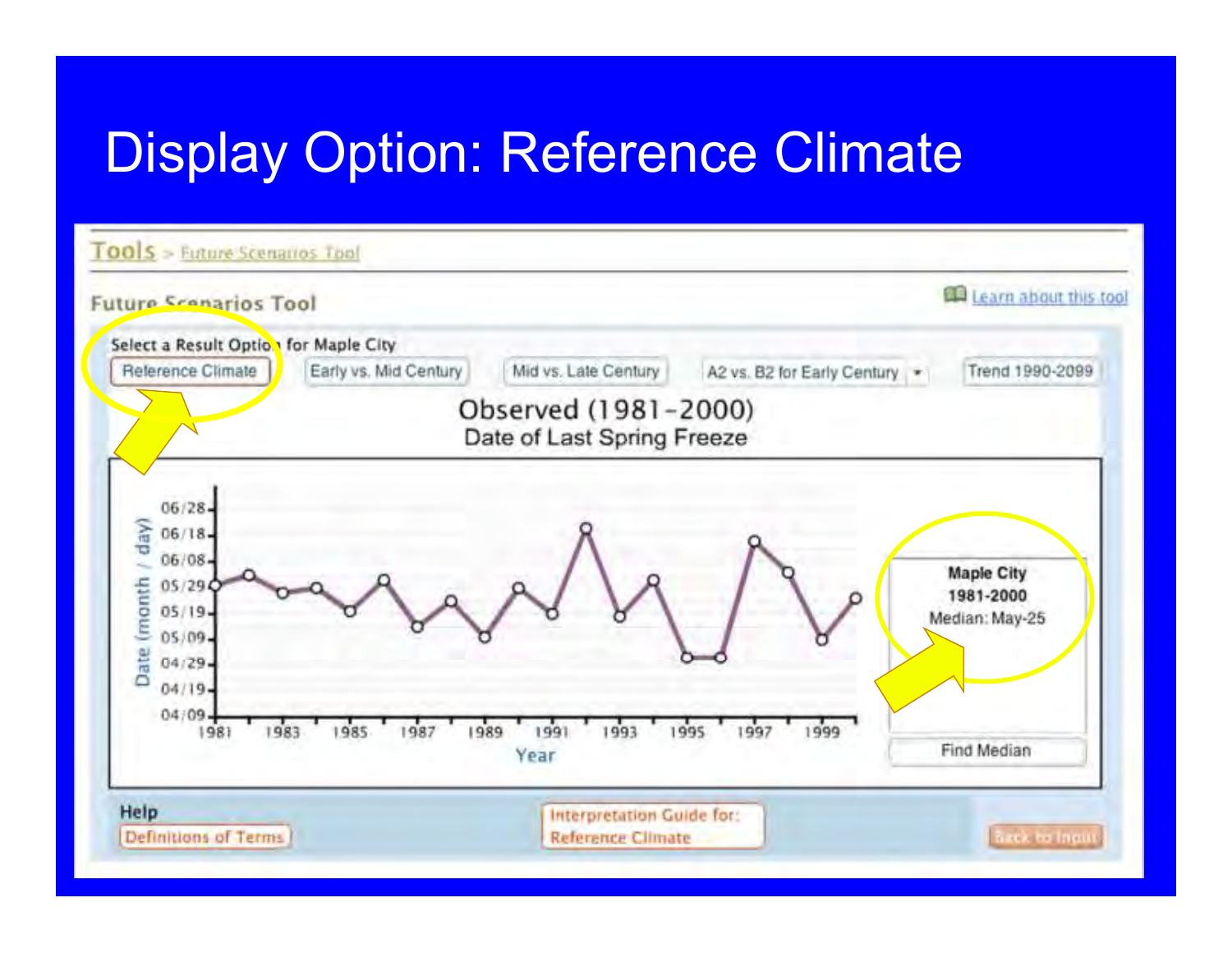# Display Option: Reference Climate

Tools > Future Scenarios Tool

Future Scenarios Tool

Learn about this tool

Select a Result Option for Maple City

Reference Climate | Early vs. Mid Century | Mid vs. Late Century | A2 vs. B2 for Early Century | Trend 1990-2099

Observed (1981-2000)
Date of Last Spring Freeze

Maple City
1981-2000
Median: May-25

Find Median

Help
Definitions of Terms

Interpretation Guide for: Reference Climate

Back to Input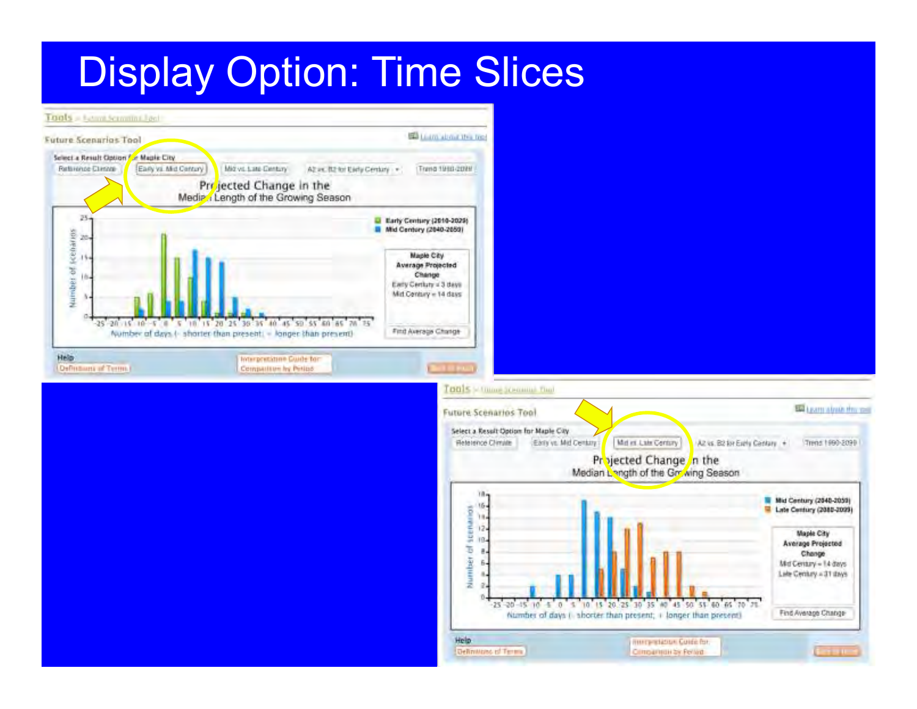# Display Option: Time Slices

Tools > Future Scenarios Tool

Future Scenarios Tool

Learn about this tool

Select a Result Option for Maple City

Reference Climate | Early vs. Mid Century | Mid vs. Late Century | A2 vs. B2 for Early Century | Trend 1990-2099

Projected Change in the Median Length of the Growing Season

Early Century (2010-2029)
Mid Century (2040-2059)

Maple City Average Projected Change
Early Century = 3 days
Mid Century = 14 days

Find Average Change

Number of scenarios

Number of days (- shorter than present; + longer than present)

Help
Definitions of Terms
Interpretation Guide for Comparison by Period
Back to Front

Tools > Future Scenarios Tool

Future Scenarios Tool

Learn about this tool

Select a Result Option for Maple City

Reference Climate | Early vs. Mid Century | Mid vs. Late Century | A2 vs. B2 for Early Century | Trend 1990-2099

Projected Change in the Median Length of the Growing Season

Mid Century (2040-2059)
Late Century (2080-2099)

Maple City Average Projected Change
Mid Century = 14 days
Late Century = 31 days

Find Average Change

Number of scenarios

Number of days (- shorter than present; + longer than present)

Help
Definitions of Terms
Interpretation Guide for Comparison by Period
Back to Front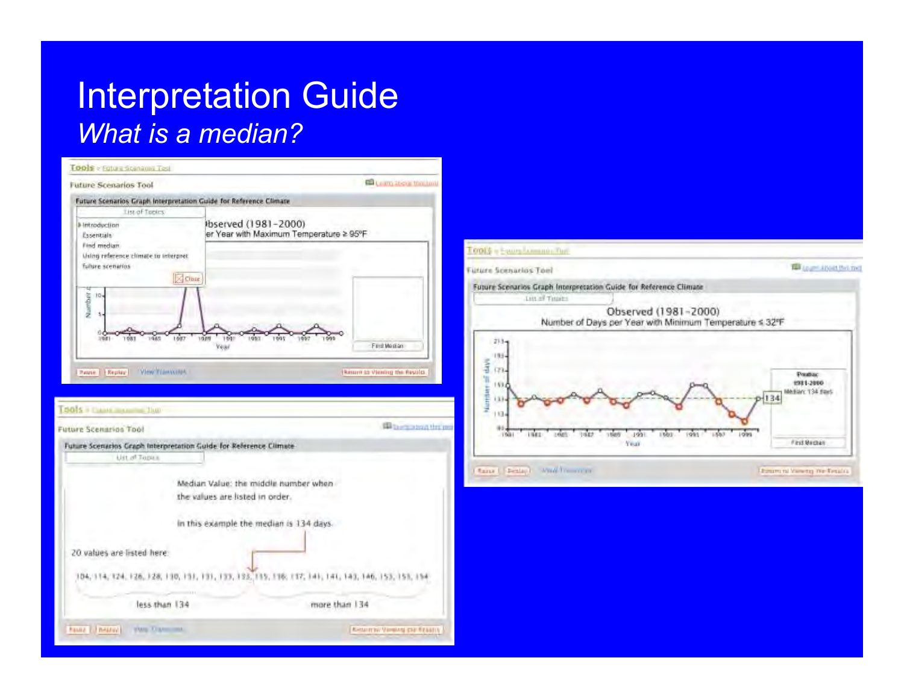# Interpretation Guide

*What is a median?*

Tools > Future Scenarios Tool

Future Scenarios Tool

Future Scenarios Graph Interpretation Guide for Reference Climate

List of Topics

- Introduction
- Essentials
- Find median
- Using reference climate to interpret
- future scenarios

Observed (1981-2000)

...er Year with Maximum Temperature ≥ 95°F

Median Value: the middle number when the values are listed in order.

In this example the median is 134 days.

20 values are listed here:

104, 114, 124, 126, 128, 130, 131, 131, 133, 133, 135, 136, 137, 141, 141, 143, 146, 153, 153, 154

less than 134 | more than 134

Observed (1981-2000)

Number of Days per Year with Minimum Temperature ≤ 32°F

Median: 134 days

Find Median

Pause | Replay | View Transcript | Return to Viewing the Results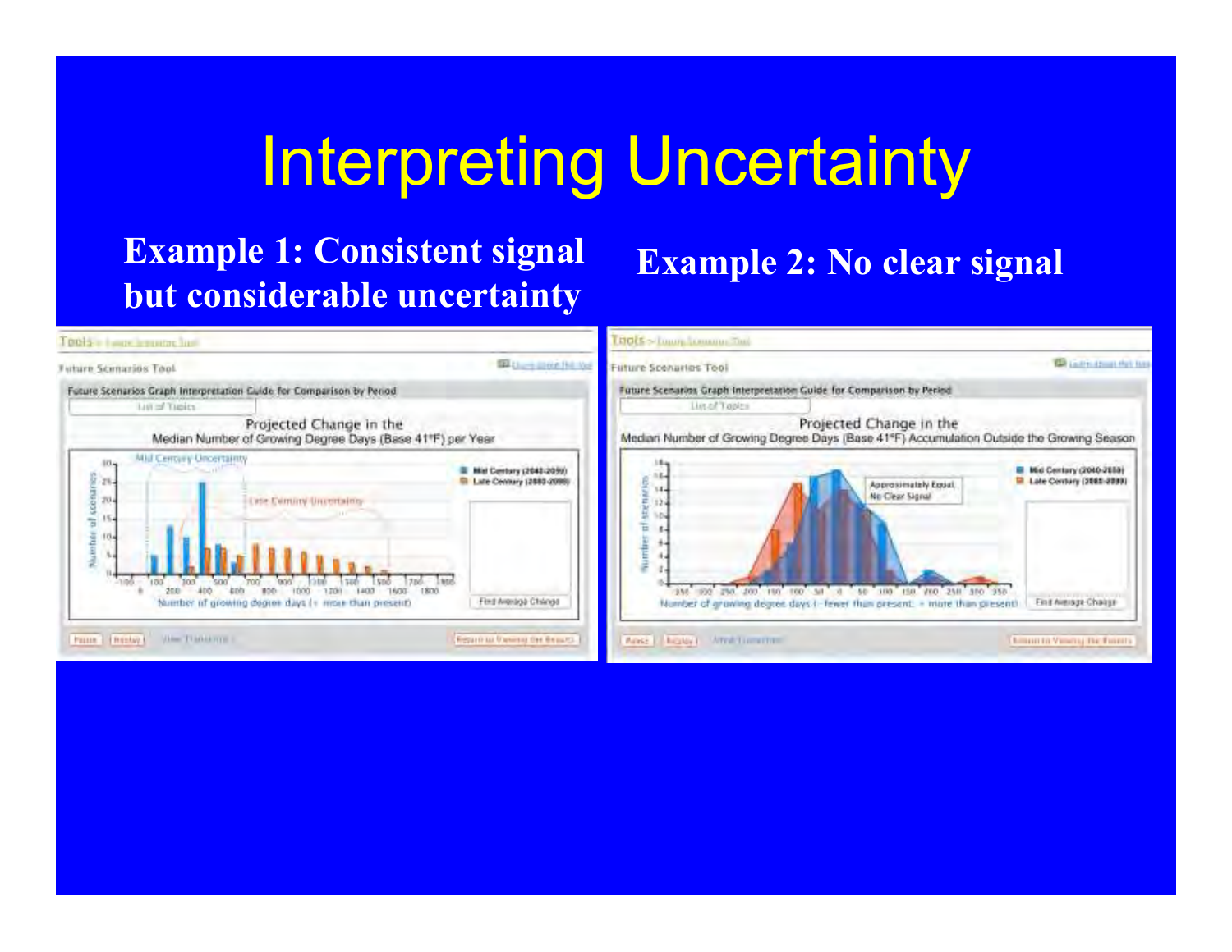# Interpreting Uncertainty

**Example 1: Consistent signal but considerable uncertainty**

**Example 2: No clear signal**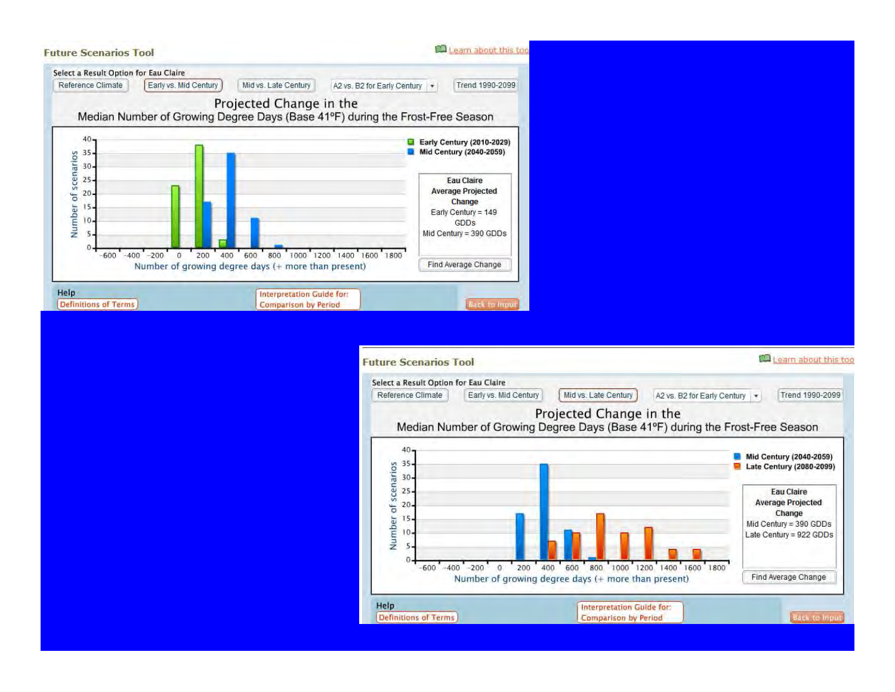## Future Scenarios Tool

Select a Result Option for Eau Claire

Reference Climate | Early vs. Mid Century | Mid vs. Late Century | A2 vs. B2 for Early Century | Trend 1990-2099

### Projected Change in the Median Number of Growing Degree Days (Base 41ºF) during the Frost-Free Season

Legend: Early Century (2010-2029); Mid Century (2040-2059)

**Eau Claire Average Projected Change**
Early Century = 149 GDDs
Mid Century = 390 GDDs

Number of scenarios (y-axis) vs. Number of growing degree days (+ more than present) (x-axis)

Find Average Change

Help: Definitions of Terms | Interpretation Guide for: Comparison by Period | Back to Input

## Future Scenarios Tool

Select a Result Option for Eau Claire

Reference Climate | Early vs. Mid Century | Mid vs. Late Century | A2 vs. B2 for Early Century | Trend 1990-2099

### Projected Change in the Median Number of Growing Degree Days (Base 41ºF) during the Frost-Free Season

Legend: Mid Century (2040-2059); Late Century (2080-2099)

**Eau Claire Average Projected Change**
Mid Century = 390 GDDs
Late Century = 922 GDDs

Number of scenarios (y-axis) vs. Number of growing degree days (+ more than present) (x-axis)

Find Average Change

Help: Definitions of Terms | Interpretation Guide for: Comparison by Period | Back to Input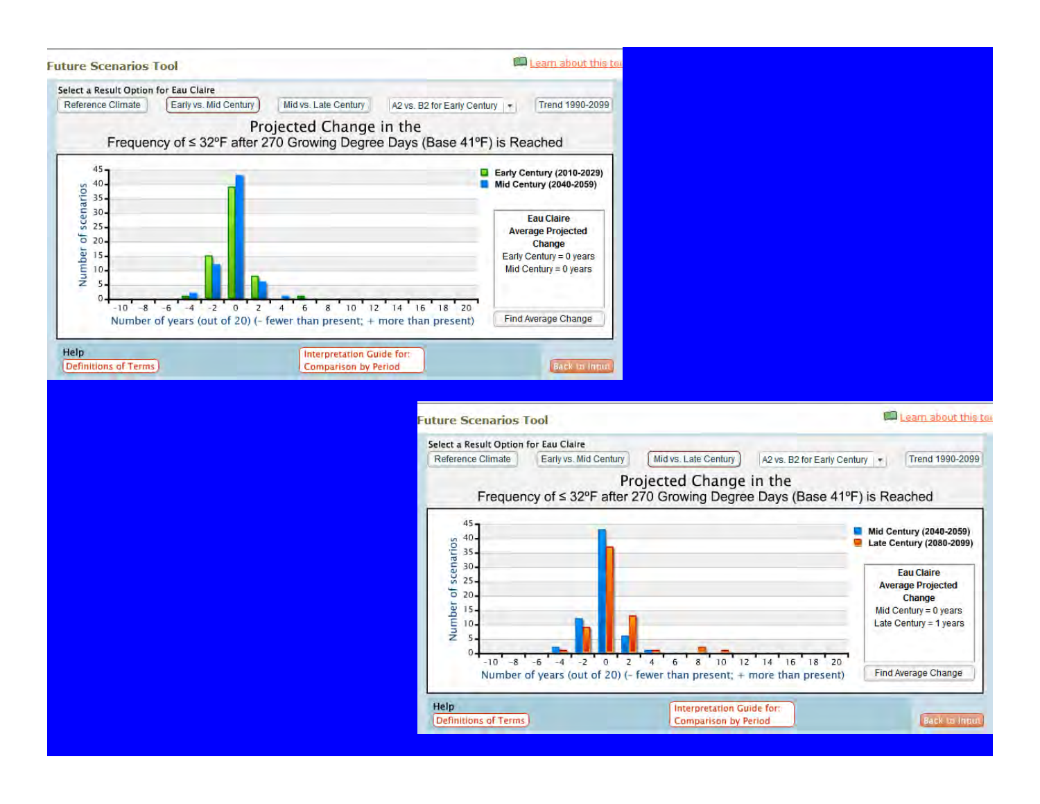**Future Scenarios Tool**

Learn about this tool

Select a Result Option for Eau Claire

Reference Climate | Early vs. Mid Century | Mid vs. Late Century | A2 vs. B2 for Early Century | Trend 1990-2099

## Projected Change in the Frequency of ≤ 32°F after 270 Growing Degree Days (Base 41°F) is Reached

Legend: Early Century (2010-2029); Mid Century (2040-2059)

Y-axis: Number of scenarios

X-axis: Number of years (out of 20) (- fewer than present; + more than present)

**Eau Claire Average Projected Change**
Early Century = 0 years
Mid Century = 0 years

Find Average Change

Help
Definitions of Terms

Interpretation Guide for: Comparison by Period

Back to Input

---

**Future Scenarios Tool**

Learn about this tool

Select a Result Option for Eau Claire

Reference Climate | Early vs. Mid Century | Mid vs. Late Century | A2 vs. B2 for Early Century | Trend 1990-2099

## Projected Change in the Frequency of ≤ 32°F after 270 Growing Degree Days (Base 41°F) is Reached

Legend: Mid Century (2040-2059); Late Century (2080-2099)

Y-axis: Number of scenarios

X-axis: Number of years (out of 20) (- fewer than present; + more than present)

**Eau Claire Average Projected Change**
Mid Century = 0 years
Late Century = 1 years

Find Average Change

Help
Definitions of Terms

Interpretation Guide for: Comparison by Period

Back to Input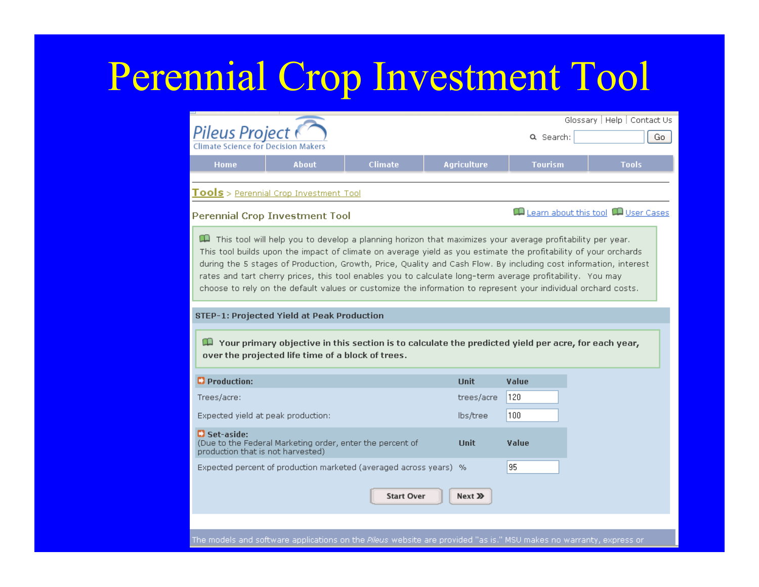# Perennial Crop Investment Tool

Glossary | Help | Contact Us

Search: Go

**Pileus Project**
Climate Science for Decision Makers

Home | About | Climate | Agriculture | Tourism | Tools

Tools > Perennial Crop Investment Tool

## Perennial Crop Investment Tool

Learn about this tool | User Cases

This tool will help you to develop a planning horizon that maximizes your average profitability per year. This tool builds upon the impact of climate on average yield as you estimate the profitability of your orchards during the 5 stages of Production, Growth, Price, Quality and Cash Flow. By including cost information, interest rates and tart cherry prices, this tool enables you to calculate long-term average profitability. You may choose to rely on the default values or customize the information to represent your individual orchard costs.

### STEP-1: Projected Yield at Peak Production

**Your primary objective in this section is to calculate the predicted yield per acre, for each year, over the projected life time of a block of trees.**

| **Production:** | **Unit** | **Value** |
|---|---|---|
| Trees/acre: | trees/acre | 120 |
| Expected yield at peak production: | lbs/tree | 100 |

| **Set-aside:** (Due to the Federal Marketing order, enter the percent of production that is not harvested) | **Unit** | **Value** |
|---|---|---|
| Expected percent of production marketed (averaged across years) | % | 95 |

Start Over | Next »

The models and software applications on the *Pileus* website are provided "as is." MSU makes no warranty, express or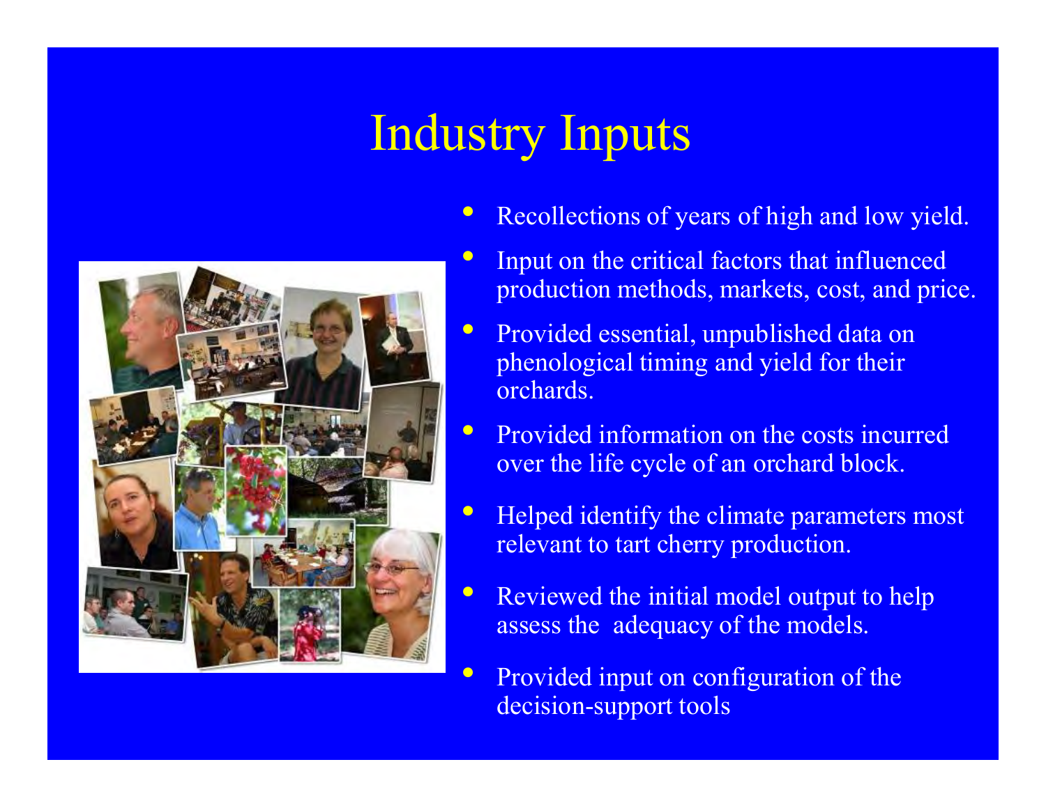# Industry Inputs

- Recollections of years of high and low yield.
- Input on the critical factors that influenced production methods, markets, cost, and price.
- Provided essential, unpublished data on phenological timing and yield for their orchards.
- Provided information on the costs incurred over the life cycle of an orchard block.
- Helped identify the climate parameters most relevant to tart cherry production.
- Reviewed the initial model output to help assess the adequacy of the models.
- Provided input on configuration of the decision-support tools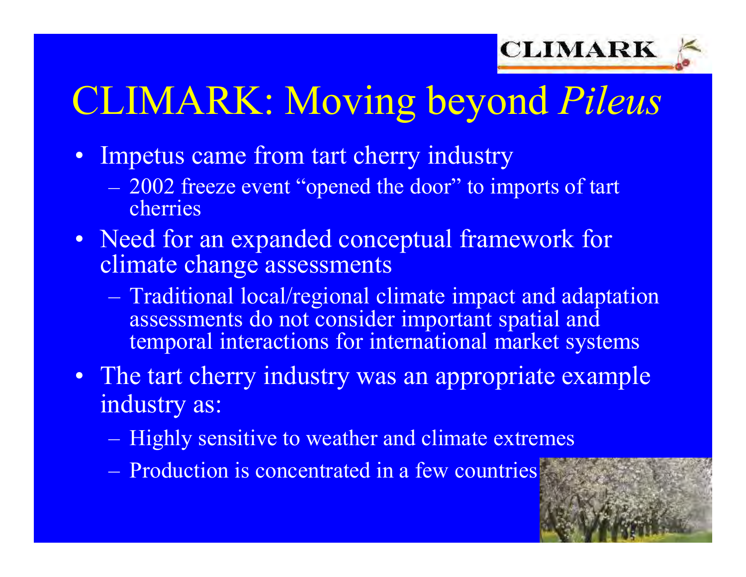# CLIMARK: Moving beyond *Pileus*

- Impetus came from tart cherry industry
  - 2002 freeze event "opened the door" to imports of tart cherries
- Need for an expanded conceptual framework for climate change assessments
  - Traditional local/regional climate impact and adaptation assessments do not consider important spatial and temporal interactions for international market systems
- The tart cherry industry was an appropriate example industry as:
  - Highly sensitive to weather and climate extremes
  - Production is concentrated in a few countries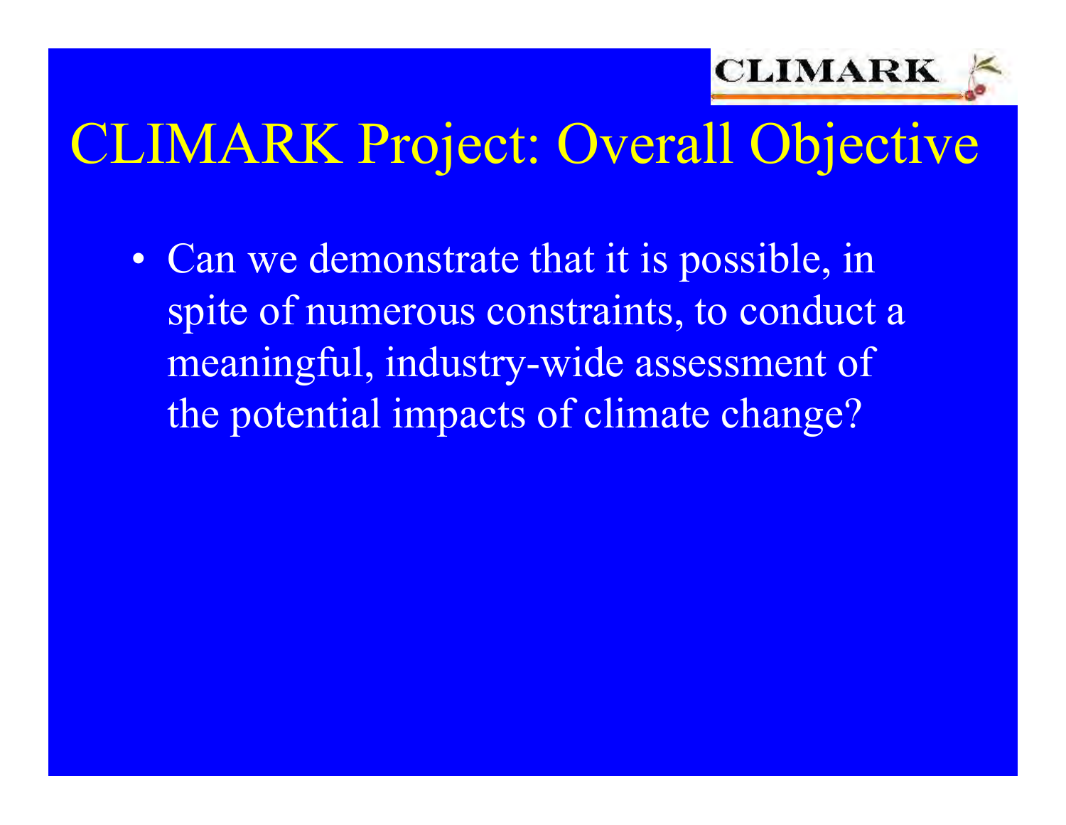# CLIMARK Project: Overall Objective

- Can we demonstrate that it is possible, in spite of numerous constraints, to conduct a meaningful, industry-wide assessment of the potential impacts of climate change?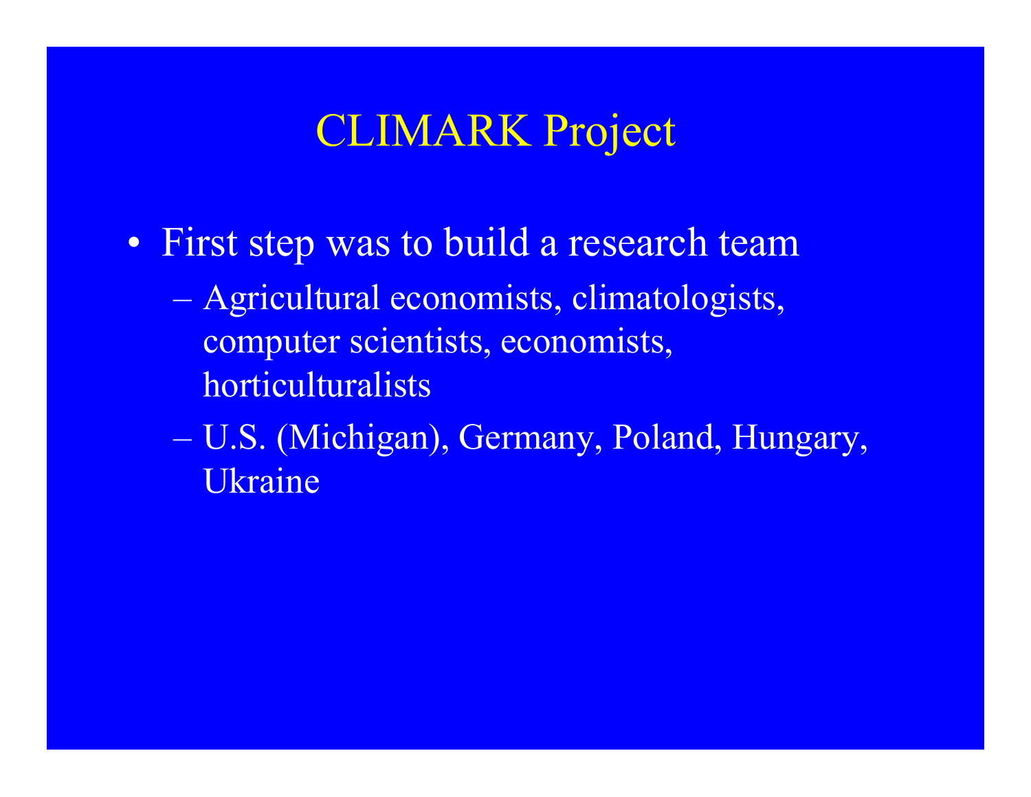# CLIMARK Project

- First step was to build a research team
  - Agricultural economists, climatologists, computer scientists, economists, horticulturalists
  - U.S. (Michigan), Germany, Poland, Hungary, Ukraine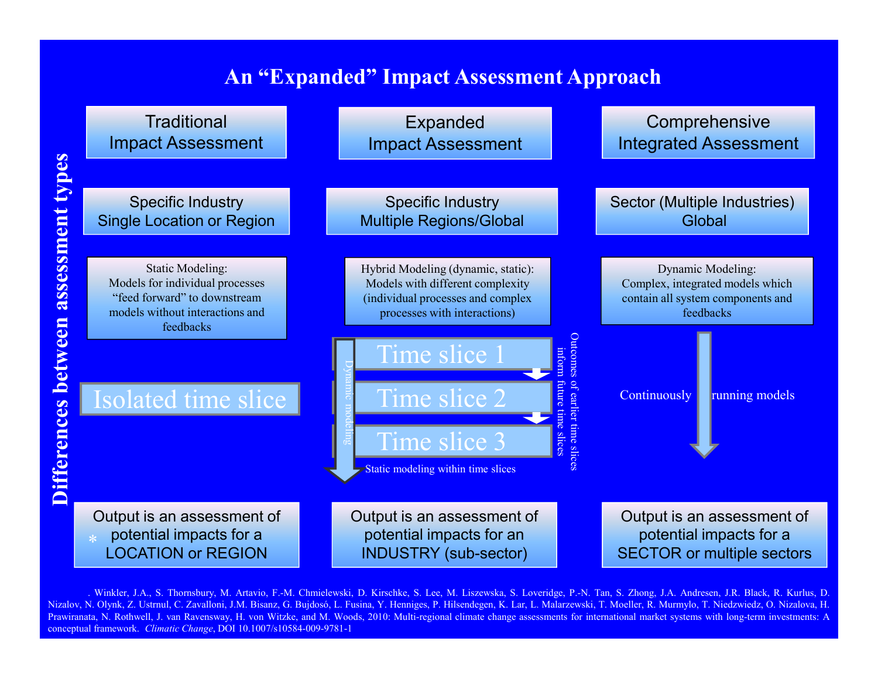# An "Expanded" Impact Assessment Approach

**Differences between assessment types**

| Traditional Impact Assessment | Expanded Impact Assessment | Comprehensive Integrated Assessment |
|---|---|---|
| Specific Industry Single Location or Region | Specific Industry Multiple Regions/Global | Sector (Multiple Industries) Global |
| Static Modeling: Models for individual processes "feed forward" to downstream models without interactions and feedbacks | Hybrid Modeling (dynamic, static): Models with different complexity (individual processes and complex processes with interactions) | Dynamic Modeling: Complex, integrated models which contain all system components and feedbacks |
| Isolated time slice | Time slice 1 → Time slice 2 → Time slice 3 (Dynamic modeling; Static modeling within time slices; Outcomes of earlier time slices inform future time slices) | Continuously running models |
| Output is an assessment of potential impacts for a LOCATION or REGION | Output is an assessment of potential impacts for an INDUSTRY (sub-sector) | Output is an assessment of potential impacts for a SECTOR or multiple sectors |

*. Winkler, J.A., S. Thornsbury, M. Artavio, F.-M. Chmielewski, D. Kirschke, S. Lee, M. Liszewska, S. Loveridge, P.-N. Tan, S. Zhong, J.A. Andresen, J.R. Black, R. Kurlus, D. Nizalov, N. Olynk, Z. Ustrnul, C. Zavalloni, J.M. Bisanz, G. Bujdosó, L. Fusina, Y. Henniges, P. Hilsendegen, K. Lar, L. Malarzewski, T. Moeller, R. Murmylo, T. Niedzwiedz, O. Nizalova, H. Prawiranata, N. Rothwell, J. van Ravensway, H. von Witzke, and M. Woods, 2010: Multi-regional climate change assessments for international market systems with long-term investments: A conceptual framework. *Climatic Change*, DOI 10.1007/s10584-009-9781-1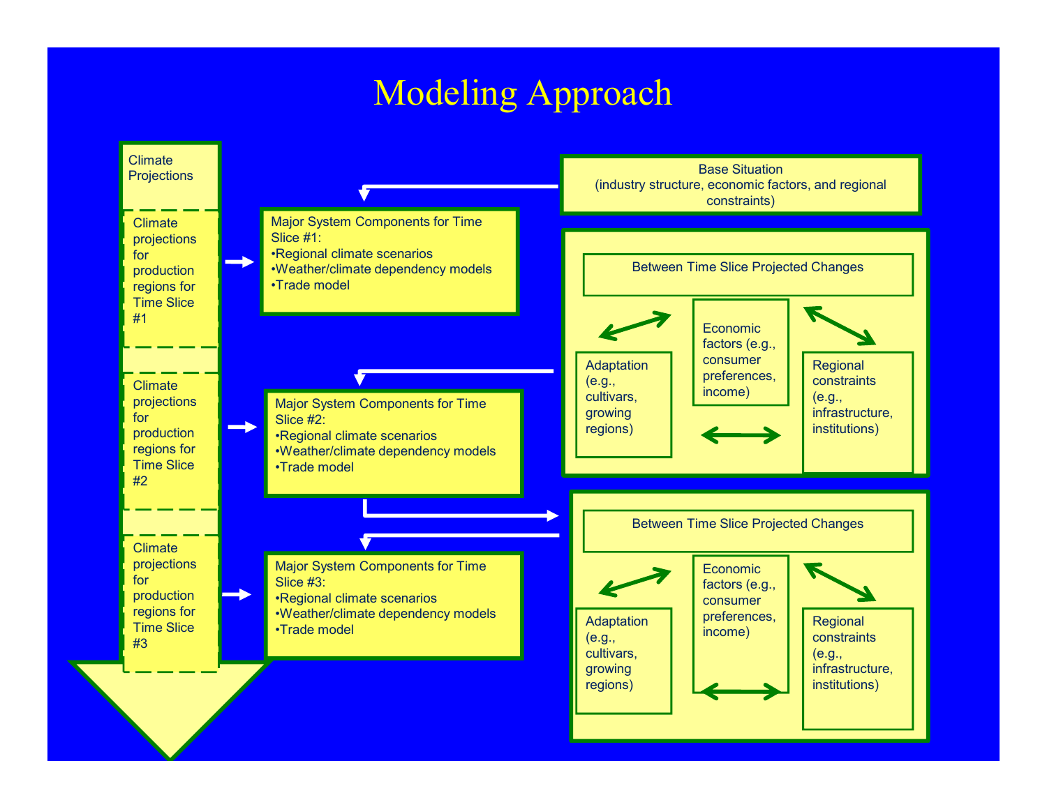# Modeling Approach

**Climate Projections**

- Climate projections for production regions for Time Slice #1
- Climate projections for production regions for Time Slice #2
- Climate projections for production regions for Time Slice #3

**Base Situation**
(industry structure, economic factors, and regional constraints)

**Major System Components for Time Slice #1:**
- Regional climate scenarios
- Weather/climate dependency models
- Trade model

**Between Time Slice Projected Changes**
- Adaptation (e.g., cultivars, growing regions)
- Economic factors (e.g., consumer preferences, income)
- Regional constraints (e.g., infrastructure, institutions)

**Major System Components for Time Slice #2:**
- Regional climate scenarios
- Weather/climate dependency models
- Trade model

**Between Time Slice Projected Changes**
- Adaptation (e.g., cultivars, growing regions)
- Economic factors (e.g., consumer preferences, income)
- Regional constraints (e.g., infrastructure, institutions)

**Major System Components for Time Slice #3:**
- Regional climate scenarios
- Weather/climate dependency models
- Trade model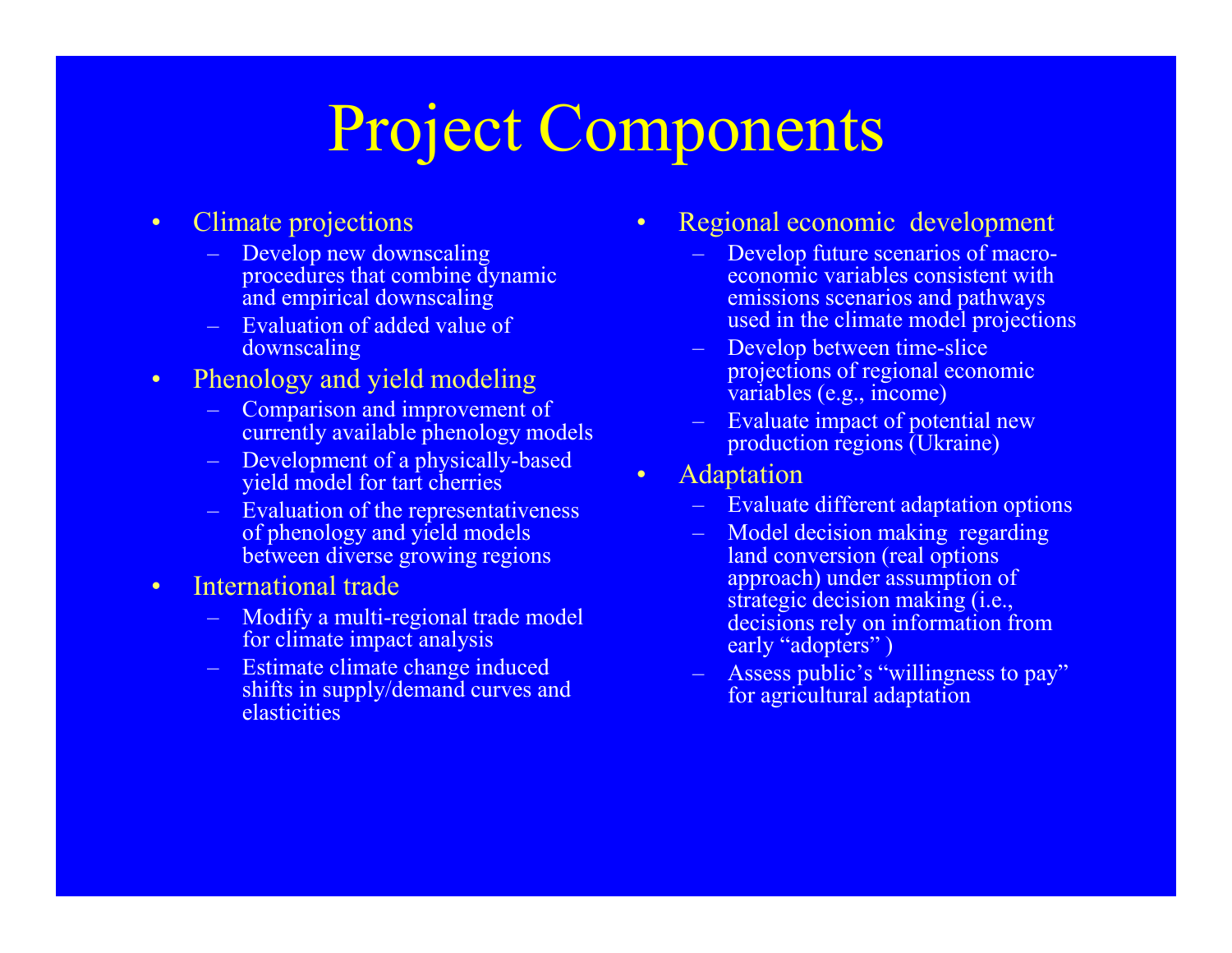# Project Components

- Climate projections
  - Develop new downscaling procedures that combine dynamic and empirical downscaling
  - Evaluation of added value of downscaling
- Phenology and yield modeling
  - Comparison and improvement of currently available phenology models
  - Development of a physically-based yield model for tart cherries
  - Evaluation of the representativeness of phenology and yield models between diverse growing regions
- International trade
  - Modify a multi-regional trade model for climate impact analysis
  - Estimate climate change induced shifts in supply/demand curves and elasticities
- Regional economic development
  - Develop future scenarios of macro-economic variables consistent with emissions scenarios and pathways used in the climate model projections
  - Develop between time-slice projections of regional economic variables (e.g., income)
  - Evaluate impact of potential new production regions (Ukraine)
- Adaptation
  - Evaluate different adaptation options
  - Model decision making regarding land conversion (real options approach) under assumption of strategic decision making (i.e., decisions rely on information from early "adopters" )
  - Assess public's "willingness to pay" for agricultural adaptation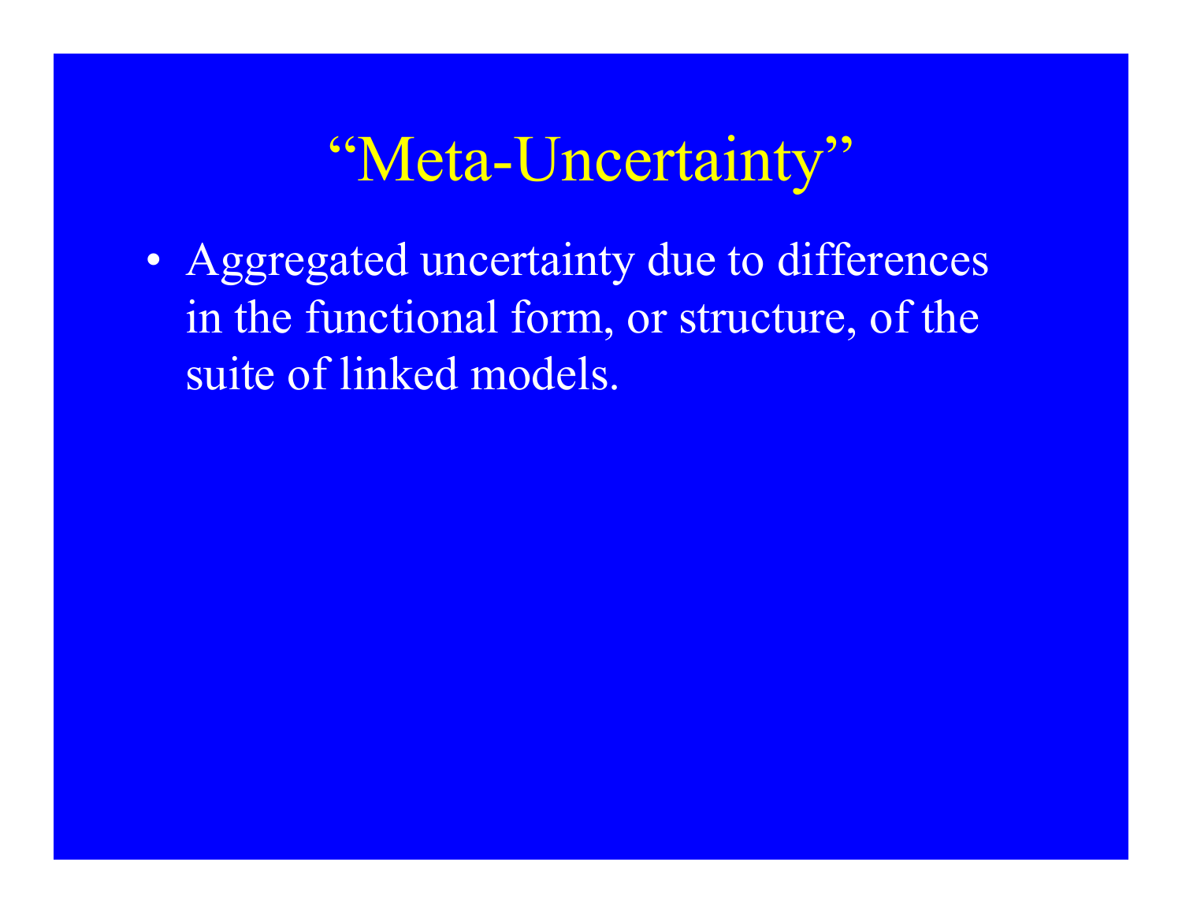# “Meta-Uncertainty”

- Aggregated uncertainty due to differences in the functional form, or structure, of the suite of linked models.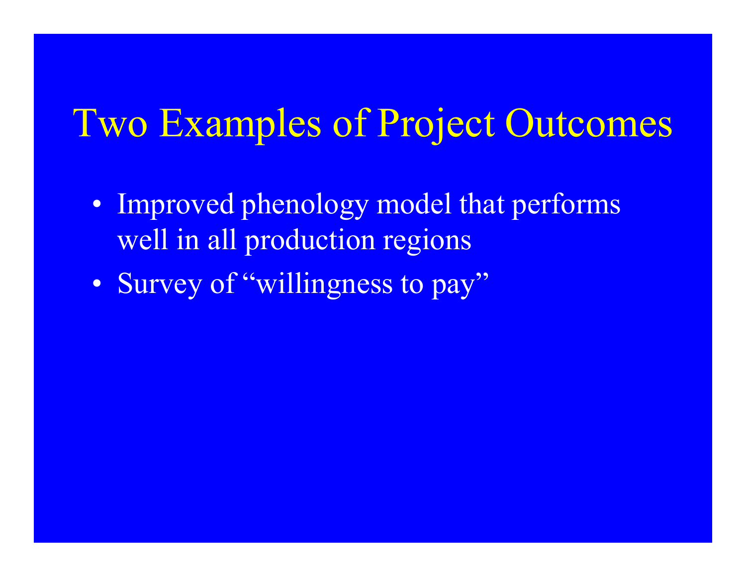# Two Examples of Project Outcomes

- Improved phenology model that performs well in all production regions
- Survey of “willingness to pay”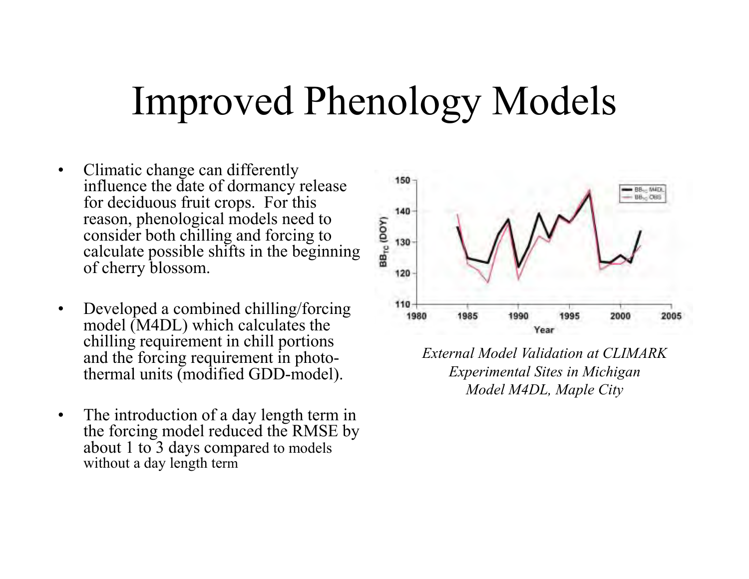# Improved Phenology Models

- Climatic change can differently influence the date of dormancy release for deciduous fruit crops. For this reason, phenological models need to consider both chilling and forcing to calculate possible shifts in the beginning of cherry blossom.
- Developed a combined chilling/forcing model (M4DL) which calculates the chilling requirement in chill portions and the forcing requirement in photo-thermal units (modified GDD-model).
- The introduction of a day length term in the forcing model reduced the RMSE by about 1 to 3 days compared to models without a day length term

*External Model Validation at CLIMARK Experimental Sites in Michigan*
*Model M4DL, Maple City*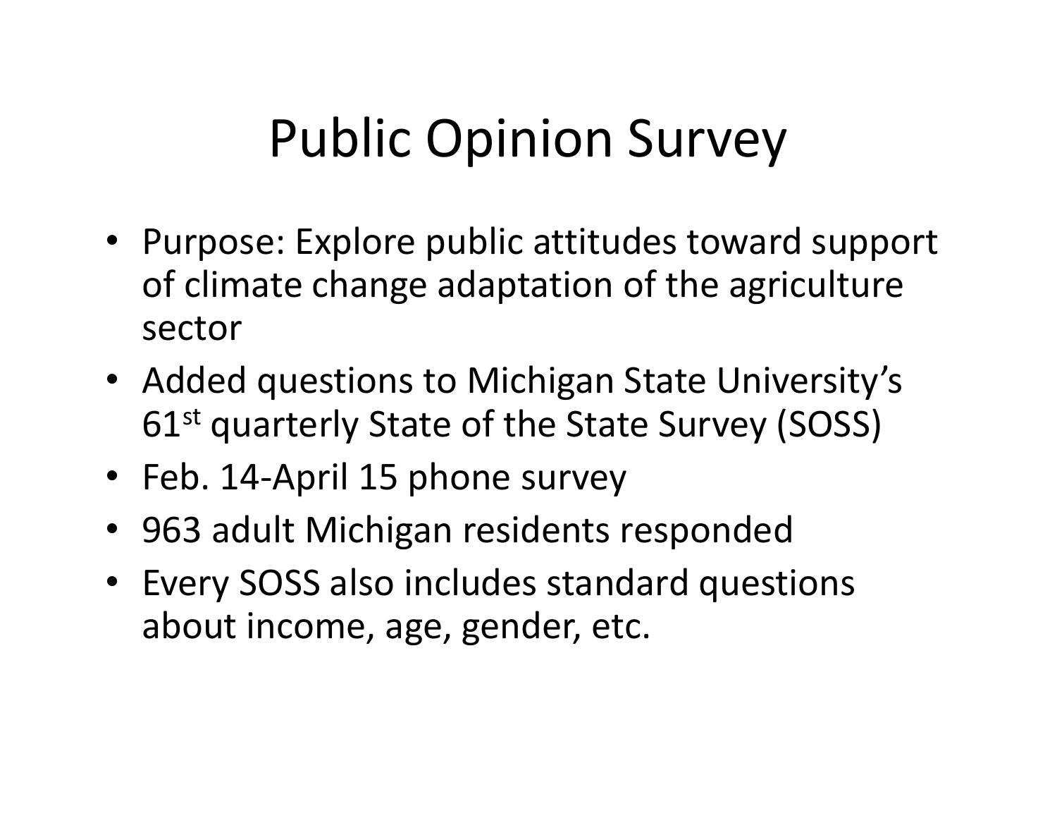# Public Opinion Survey

- Purpose: Explore public attitudes toward support of climate change adaptation of the agriculture sector
- Added questions to Michigan State University's 61st quarterly State of the State Survey (SOSS)
- Feb. 14-April 15 phone survey
- 963 adult Michigan residents responded
- Every SOSS also includes standard questions about income, age, gender, etc.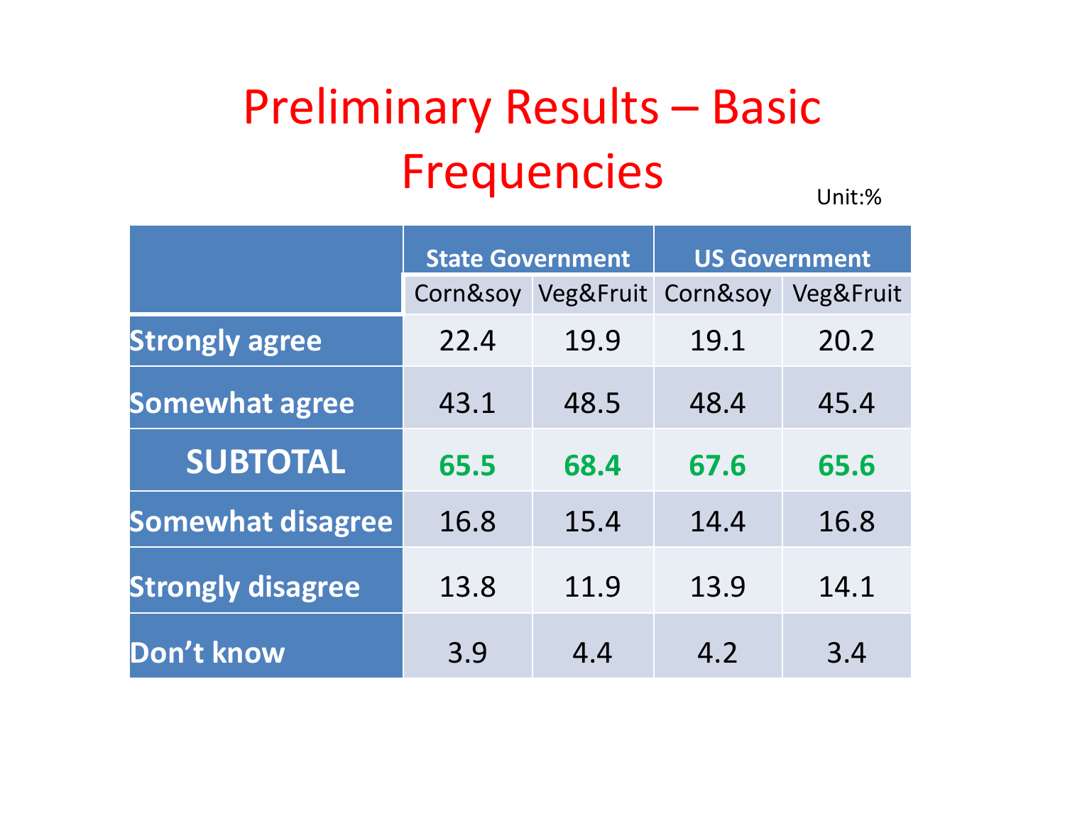# Preliminary Results – Basic Frequencies

Unit:%

| | State Government | | US Government | |
|---|---|---|---|---|
| | Corn&soy | Veg&Fruit | Corn&soy | Veg&Fruit |
| **Strongly agree** | 22.4 | 19.9 | 19.1 | 20.2 |
| **Somewhat agree** | 43.1 | 48.5 | 48.4 | 45.4 |
| **SUBTOTAL** | **65.5** | **68.4** | **67.6** | **65.6** |
| **Somewhat disagree** | 16.8 | 15.4 | 14.4 | 16.8 |
| **Strongly disagree** | 13.8 | 11.9 | 13.9 | 14.1 |
| **Don't know** | 3.9 | 4.4 | 4.2 | 3.4 |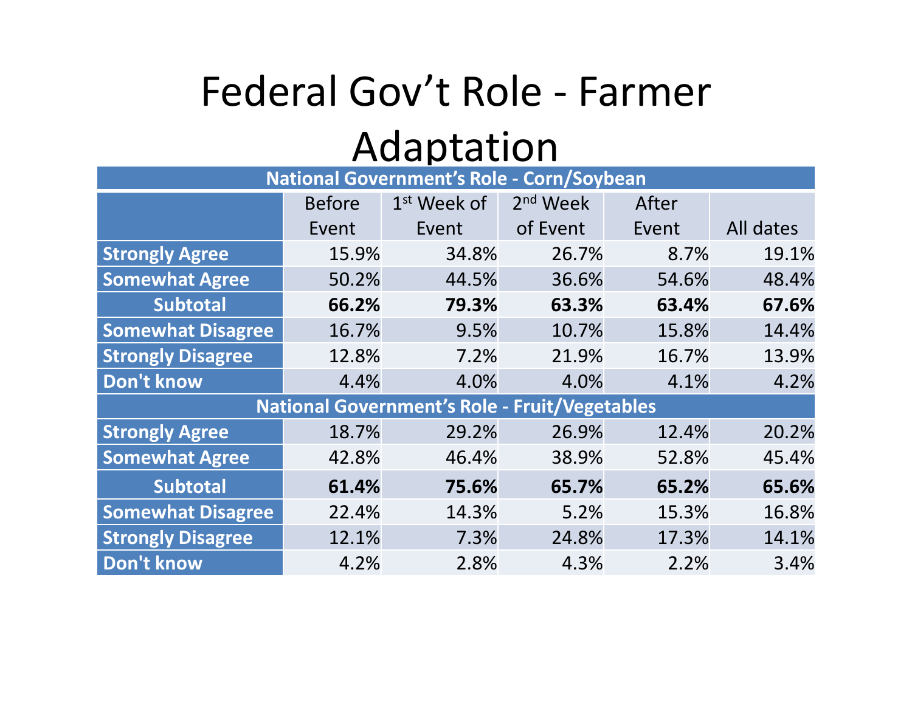# Federal Gov't Role - Farmer Adaptation

| National Government's Role - Corn/Soybean | | | | | |
|---|---|---|---|---|---|
| | Before Event | 1st Week of Event | 2nd Week of Event | After Event | All dates |
| **Strongly Agree** | 15.9% | 34.8% | 26.7% | 8.7% | 19.1% |
| **Somewhat Agree** | 50.2% | 44.5% | 36.6% | 54.6% | 48.4% |
| **Subtotal** | **66.2%** | **79.3%** | **63.3%** | **63.4%** | **67.6%** |
| **Somewhat Disagree** | 16.7% | 9.5% | 10.7% | 15.8% | 14.4% |
| **Strongly Disagree** | 12.8% | 7.2% | 21.9% | 16.7% | 13.9% |
| **Don't know** | 4.4% | 4.0% | 4.0% | 4.1% | 4.2% |
| **National Government's Role - Fruit/Vegetables** | | | | | |
| **Strongly Agree** | 18.7% | 29.2% | 26.9% | 12.4% | 20.2% |
| **Somewhat Agree** | 42.8% | 46.4% | 38.9% | 52.8% | 45.4% |
| **Subtotal** | **61.4%** | **75.6%** | **65.7%** | **65.2%** | **65.6%** |
| **Somewhat Disagree** | 22.4% | 14.3% | 5.2% | 15.3% | 16.8% |
| **Strongly Disagree** | 12.1% | 7.3% | 24.8% | 17.3% | 14.1% |
| **Don't know** | 4.2% | 2.8% | 4.3% | 2.2% | 3.4% |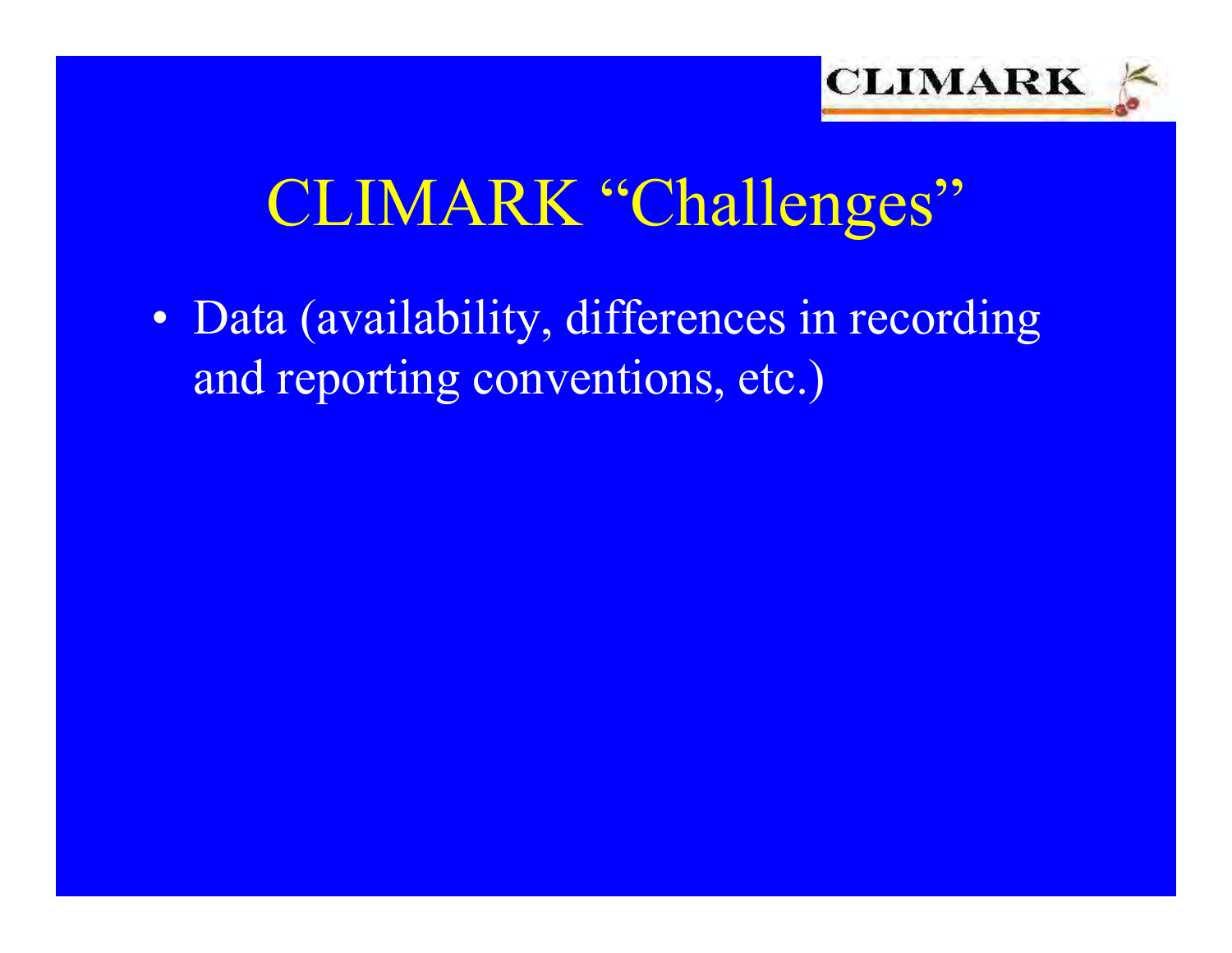# CLIMARK "Challenges"

- Data (availability, differences in recording and reporting conventions, etc.)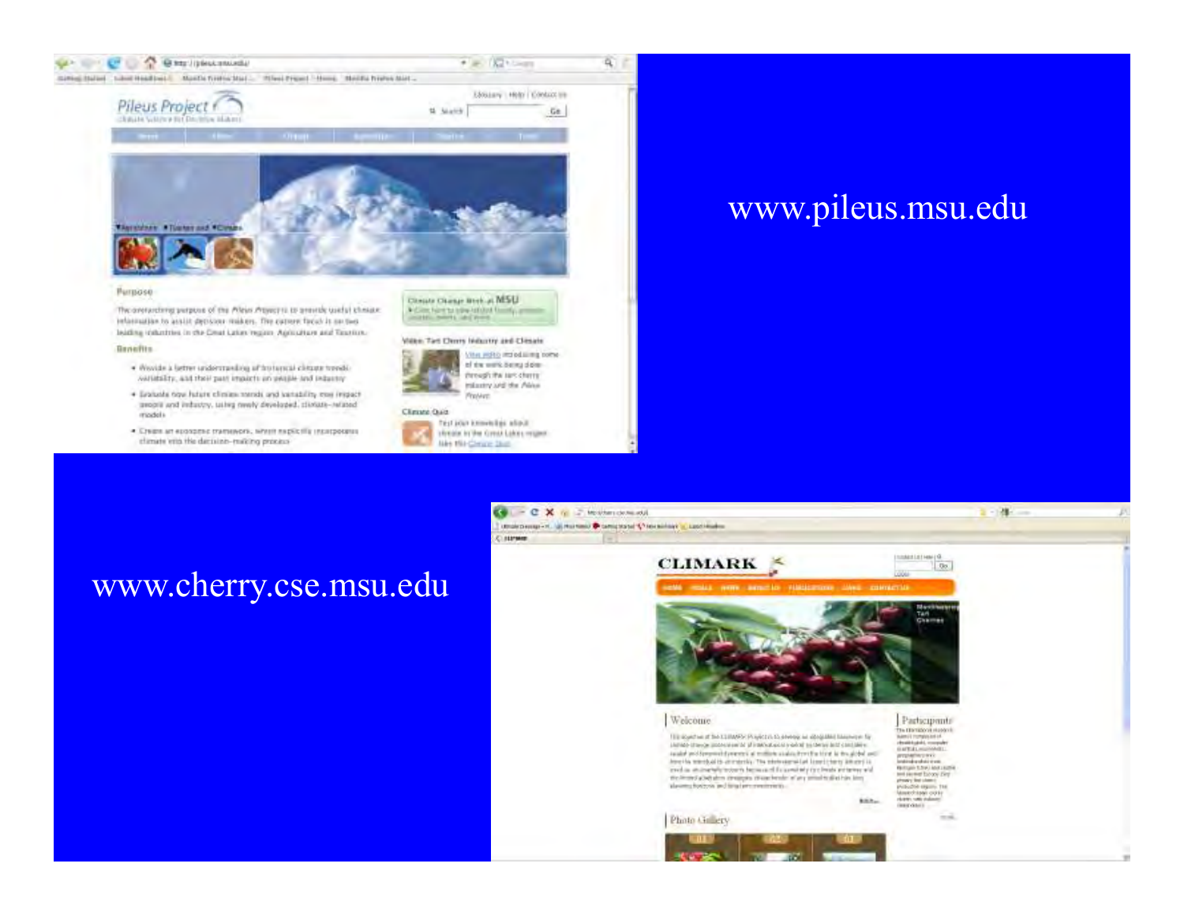www.pileus.msu.edu

www.cherry.cse.msu.edu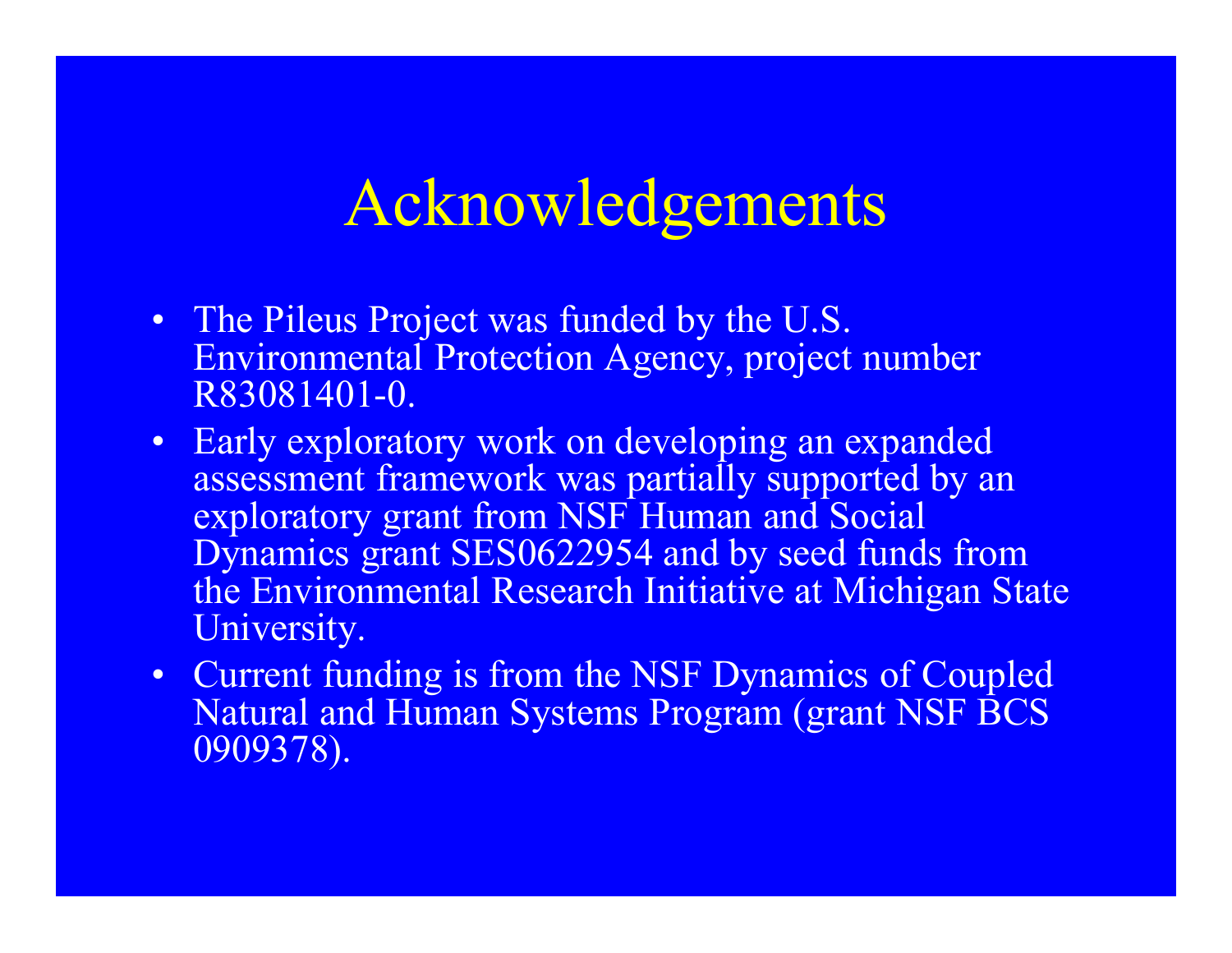# Acknowledgements

- The Pileus Project was funded by the U.S. Environmental Protection Agency, project number R83081401-0.
- Early exploratory work on developing an expanded assessment framework was partially supported by an exploratory grant from NSF Human and Social Dynamics grant SES0622954 and by seed funds from the Environmental Research Initiative at Michigan State University.
- Current funding is from the NSF Dynamics of Coupled Natural and Human Systems Program (grant NSF BCS 0909378).